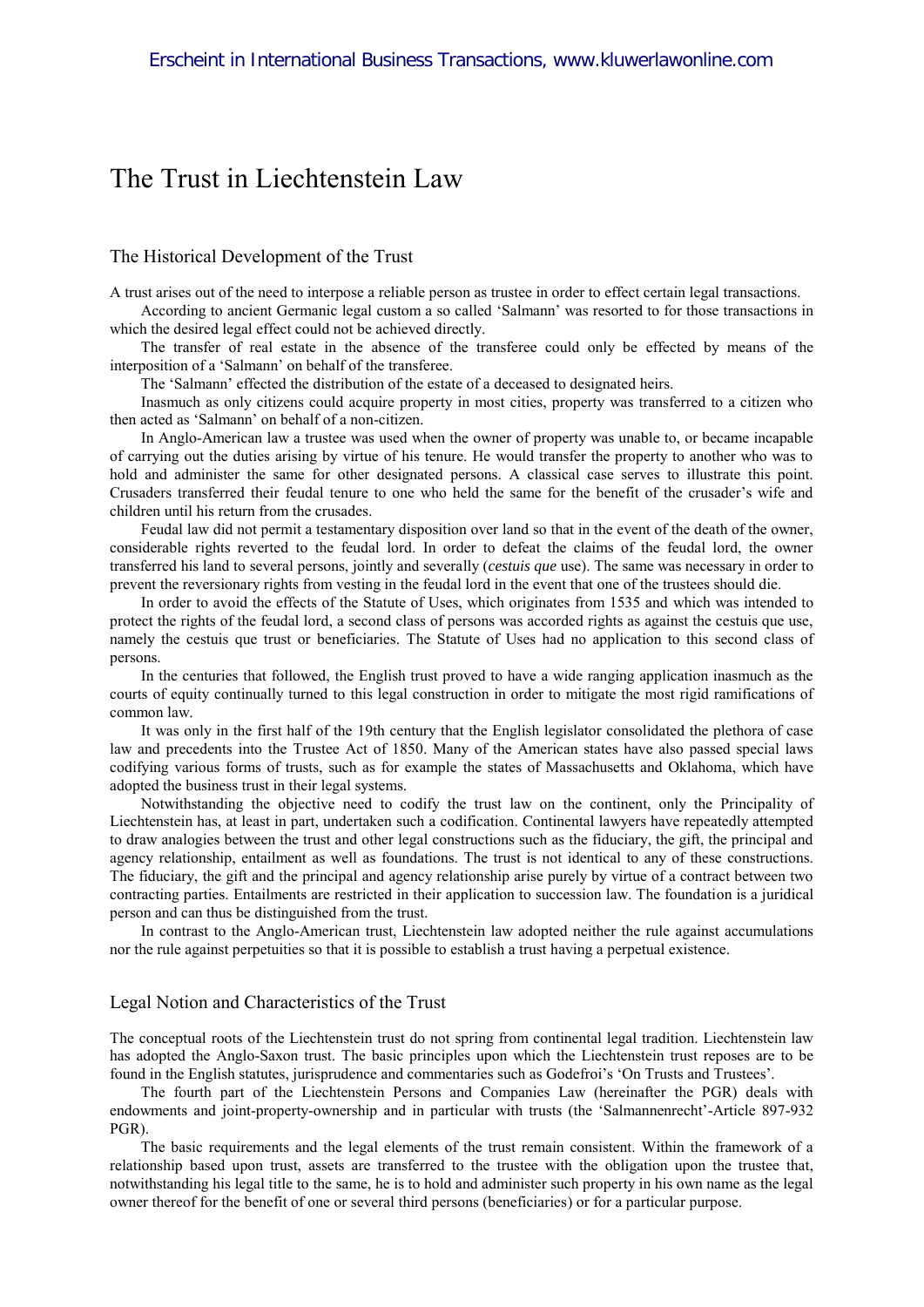Erscheint in International Business Transactions, www.kluwerlawonline.com

# The Trust in Liechtenstein Law

## The Historical Development of the Trust

A trust arises out of the need to interpose a reliable person as trustee in order to effect certain legal transactions.

According to ancient Germanic legal custom a so called 'Salmann' was resorted to for those transactions in which the desired legal effect could not be achieved directly.

The transfer of real estate in the absence of the transferee could only be effected by means of the interposition of a 'Salmann' on behalf of the transferee.

The 'Salmann' effected the distribution of the estate of a deceased to designated heirs.

Inasmuch as only citizens could acquire property in most cities, property was transferred to a citizen who then acted as 'Salmann' on behalf of a non-citizen.

In Anglo-American law a trustee was used when the owner of property was unable to, or became incapable of carrying out the duties arising by virtue of his tenure. He would transfer the property to another who was to hold and administer the same for other designated persons. A classical case serves to illustrate this point. Crusaders transferred their feudal tenure to one who held the same for the benefit of the crusader's wife and children until his return from the crusades.

Feudal law did not permit a testamentary disposition over land so that in the event of the death of the owner, considerable rights reverted to the feudal lord. In order to defeat the claims of the feudal lord, the owner transferred his land to several persons, jointly and severally (*cestuis que* use). The same was necessary in order to prevent the reversionary rights from vesting in the feudal lord in the event that one of the trustees should die.

In order to avoid the effects of the Statute of Uses, which originates from 1535 and which was intended to protect the rights of the feudal lord, a second class of persons was accorded rights as against the cestuis que use, namely the cestuis que trust or beneficiaries. The Statute of Uses had no application to this second class of persons.

In the centuries that followed, the English trust proved to have a wide ranging application inasmuch as the courts of equity continually turned to this legal construction in order to mitigate the most rigid ramifications of common law.

It was only in the first half of the 19th century that the English legislator consolidated the plethora of case law and precedents into the Trustee Act of 1850. Many of the American states have also passed special laws codifying various forms of trusts, such as for example the states of Massachusetts and Oklahoma, which have adopted the business trust in their legal systems.

Notwithstanding the objective need to codify the trust law on the continent, only the Principality of Liechtenstein has, at least in part, undertaken such a codification. Continental lawyers have repeatedly attempted to draw analogies between the trust and other legal constructions such as the fiduciary, the gift, the principal and agency relationship, entailment as well as foundations. The trust is not identical to any of these constructions. The fiduciary, the gift and the principal and agency relationship arise purely by virtue of a contract between two contracting parties. Entailments are restricted in their application to succession law. The foundation is a juridical person and can thus be distinguished from the trust.

In contrast to the Anglo-American trust, Liechtenstein law adopted neither the rule against accumulations nor the rule against perpetuities so that it is possible to establish a trust having a perpetual existence.

## Legal Notion and Characteristics of the Trust

The conceptual roots of the Liechtenstein trust do not spring from continental legal tradition. Liechtenstein law has adopted the Anglo-Saxon trust. The basic principles upon which the Liechtenstein trust reposes are to be found in the English statutes, jurisprudence and commentaries such as Godefroi's 'On Trusts and Trustees'.

The fourth part of the Liechtenstein Persons and Companies Law (hereinafter the PGR) deals with endowments and joint-property-ownership and in particular with trusts (the 'Salmannenrecht'-Article 897-932 PGR).

The basic requirements and the legal elements of the trust remain consistent. Within the framework of a relationship based upon trust, assets are transferred to the trustee with the obligation upon the trustee that, notwithstanding his legal title to the same, he is to hold and administer such property in his own name as the legal owner thereof for the benefit of one or several third persons (beneficiaries) or for a particular purpose.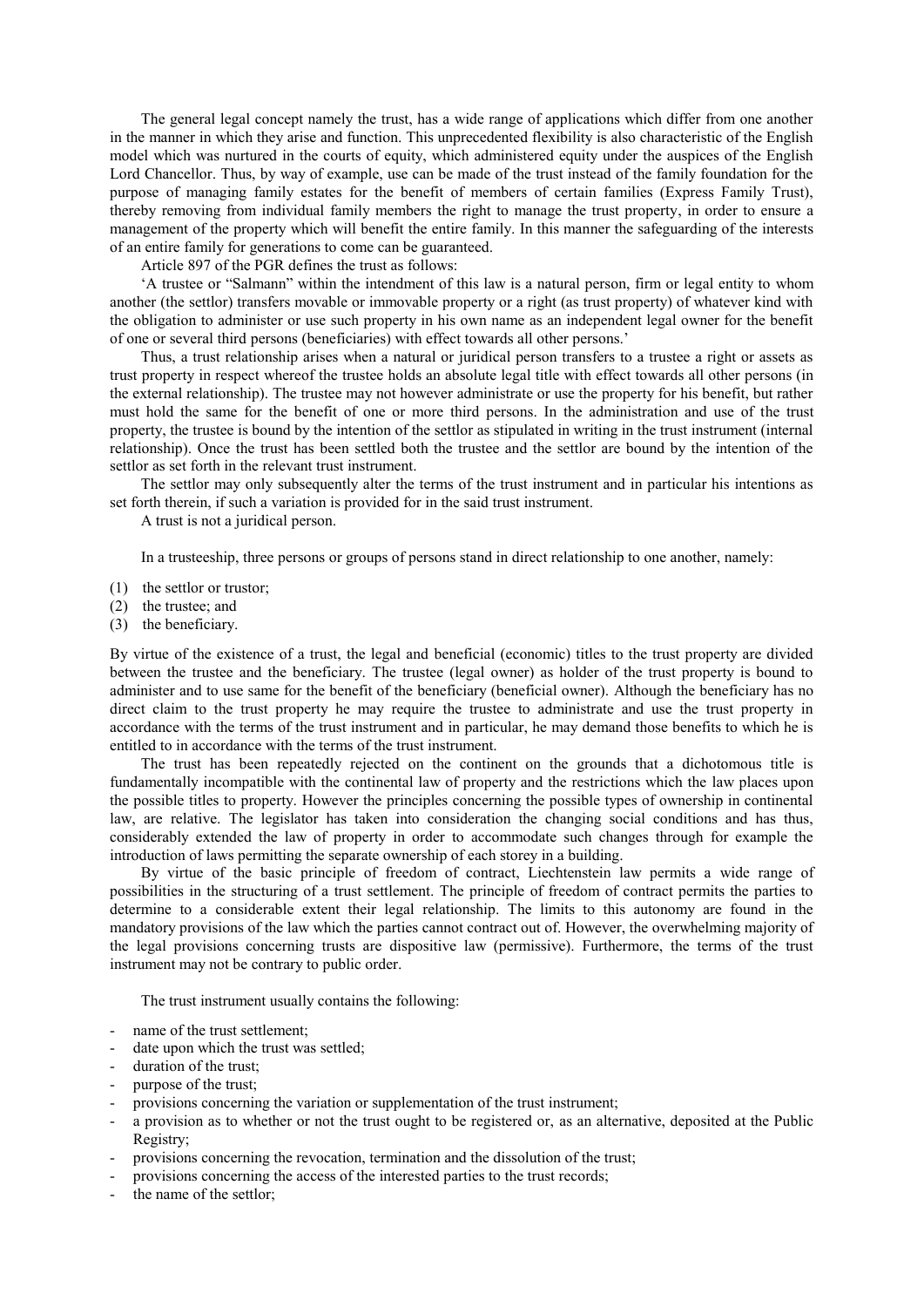The general legal concept namely the trust, has a wide range of applications which differ from one another in the manner in which they arise and function. This unprecedented flexibility is also characteristic of the English model which was nurtured in the courts of equity, which administered equity under the auspices of the English Lord Chancellor. Thus, by way of example, use can be made of the trust instead of the family foundation for the purpose of managing family estates for the benefit of members of certain families (Express Family Trust), thereby removing from individual family members the right to manage the trust property, in order to ensure a management of the property which will benefit the entire family. In this manner the safeguarding of the interests of an entire family for generations to come can be guaranteed.

Article 897 of the PGR defines the trust as follows:

'A trustee or "Salmann" within the intendment of this law is a natural person, firm or legal entity to whom another (the settlor) transfers movable or immovable property or a right (as trust property) of whatever kind with the obligation to administer or use such property in his own name as an independent legal owner for the benefit of one or several third persons (beneficiaries) with effect towards all other persons.'

Thus, a trust relationship arises when a natural or juridical person transfers to a trustee a right or assets as trust property in respect whereof the trustee holds an absolute legal title with effect towards all other persons (in the external relationship). The trustee may not however administrate or use the property for his benefit, but rather must hold the same for the benefit of one or more third persons. In the administration and use of the trust property, the trustee is bound by the intention of the settlor as stipulated in writing in the trust instrument (internal relationship). Once the trust has been settled both the trustee and the settlor are bound by the intention of the settlor as set forth in the relevant trust instrument.

The settlor may only subsequently alter the terms of the trust instrument and in particular his intentions as set forth therein, if such a variation is provided for in the said trust instrument.

A trust is not a juridical person.

In a trusteeship, three persons or groups of persons stand in direct relationship to one another, namely:

(1) the settlor or trustor;
(2) the trustee; and
(3) the beneficiary.

By virtue of the existence of a trust, the legal and beneficial (economic) titles to the trust property are divided between the trustee and the beneficiary. The trustee (legal owner) as holder of the trust property is bound to administer and to use same for the benefit of the beneficiary (beneficial owner). Although the beneficiary has no direct claim to the trust property he may require the trustee to administrate and use the trust property in accordance with the terms of the trust instrument and in particular, he may demand those benefits to which he is entitled to in accordance with the terms of the trust instrument.

The trust has been repeatedly rejected on the continent on the grounds that a dichotomous title is fundamentally incompatible with the continental law of property and the restrictions which the law places upon the possible titles to property. However the principles concerning the possible types of ownership in continental law, are relative. The legislator has taken into consideration the changing social conditions and has thus, considerably extended the law of property in order to accommodate such changes through for example the introduction of laws permitting the separate ownership of each storey in a building.

By virtue of the basic principle of freedom of contract, Liechtenstein law permits a wide range of possibilities in the structuring of a trust settlement. The principle of freedom of contract permits the parties to determine to a considerable extent their legal relationship. The limits to this autonomy are found in the mandatory provisions of the law which the parties cannot contract out of. However, the overwhelming majority of the legal provisions concerning trusts are dispositive law (permissive). Furthermore, the terms of the trust instrument may not be contrary to public order.

The trust instrument usually contains the following:

- name of the trust settlement;
- date upon which the trust was settled;
- duration of the trust;
- purpose of the trust;
- provisions concerning the variation or supplementation of the trust instrument;
- a provision as to whether or not the trust ought to be registered or, as an alternative, deposited at the Public Registry;
- provisions concerning the revocation, termination and the dissolution of the trust;
- provisions concerning the access of the interested parties to the trust records;
- the name of the settlor;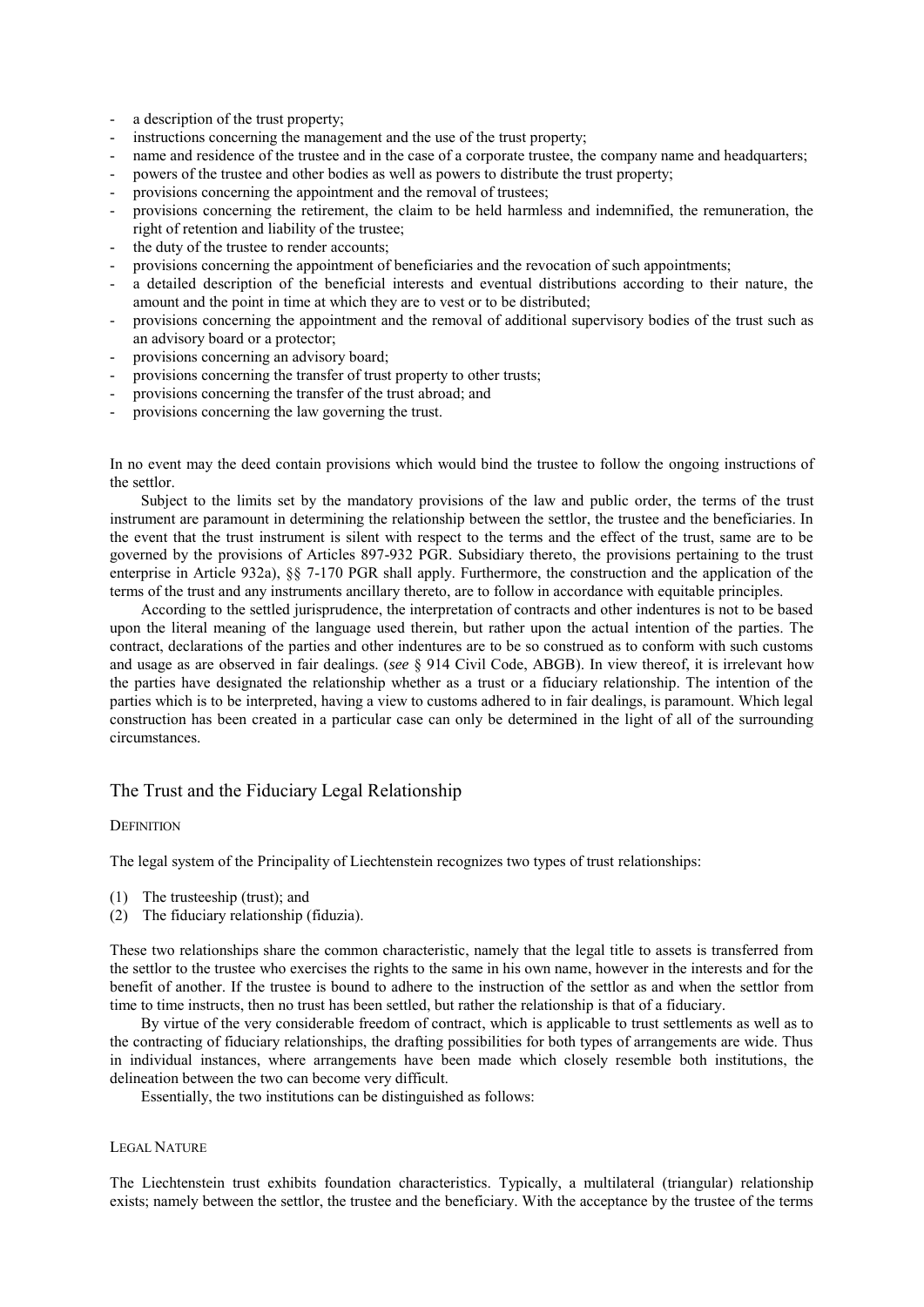- a description of the trust property;
- instructions concerning the management and the use of the trust property;
- name and residence of the trustee and in the case of a corporate trustee, the company name and headquarters;
- powers of the trustee and other bodies as well as powers to distribute the trust property;
- provisions concerning the appointment and the removal of trustees;
- provisions concerning the retirement, the claim to be held harmless and indemnified, the remuneration, the right of retention and liability of the trustee;
- the duty of the trustee to render accounts;
- provisions concerning the appointment of beneficiaries and the revocation of such appointments;
- a detailed description of the beneficial interests and eventual distributions according to their nature, the amount and the point in time at which they are to vest or to be distributed;
- provisions concerning the appointment and the removal of additional supervisory bodies of the trust such as an advisory board or a protector;
- provisions concerning an advisory board;
- provisions concerning the transfer of trust property to other trusts;
- provisions concerning the transfer of the trust abroad; and
- provisions concerning the law governing the trust.

In no event may the deed contain provisions which would bind the trustee to follow the ongoing instructions of the settlor.

Subject to the limits set by the mandatory provisions of the law and public order, the terms of the trust instrument are paramount in determining the relationship between the settlor, the trustee and the beneficiaries. In the event that the trust instrument is silent with respect to the terms and the effect of the trust, same are to be governed by the provisions of Articles 897-932 PGR. Subsidiary thereto, the provisions pertaining to the trust enterprise in Article 932a), §§ 7-170 PGR shall apply. Furthermore, the construction and the application of the terms of the trust and any instruments ancillary thereto, are to follow in accordance with equitable principles.

According to the settled jurisprudence, the interpretation of contracts and other indentures is not to be based upon the literal meaning of the language used therein, but rather upon the actual intention of the parties. The contract, declarations of the parties and other indentures are to be so construed as to conform with such customs and usage as are observed in fair dealings. (*see* § 914 Civil Code, ABGB). In view thereof, it is irrelevant how the parties have designated the relationship whether as a trust or a fiduciary relationship. The intention of the parties which is to be interpreted, having a view to customs adhered to in fair dealings, is paramount. Which legal construction has been created in a particular case can only be determined in the light of all of the surrounding circumstances.

## The Trust and the Fiduciary Legal Relationship

### Definition

The legal system of the Principality of Liechtenstein recognizes two types of trust relationships:

(1) The trusteeship (trust); and
(2) The fiduciary relationship (fiduzia).

These two relationships share the common characteristic, namely that the legal title to assets is transferred from the settlor to the trustee who exercises the rights to the same in his own name, however in the interests and for the benefit of another. If the trustee is bound to adhere to the instruction of the settlor as and when the settlor from time to time instructs, then no trust has been settled, but rather the relationship is that of a fiduciary.

By virtue of the very considerable freedom of contract, which is applicable to trust settlements as well as to the contracting of fiduciary relationships, the drafting possibilities for both types of arrangements are wide. Thus in individual instances, where arrangements have been made which closely resemble both institutions, the delineation between the two can become very difficult.

Essentially, the two institutions can be distinguished as follows:

### Legal Nature

The Liechtenstein trust exhibits foundation characteristics. Typically, a multilateral (triangular) relationship exists; namely between the settlor, the trustee and the beneficiary. With the acceptance by the trustee of the terms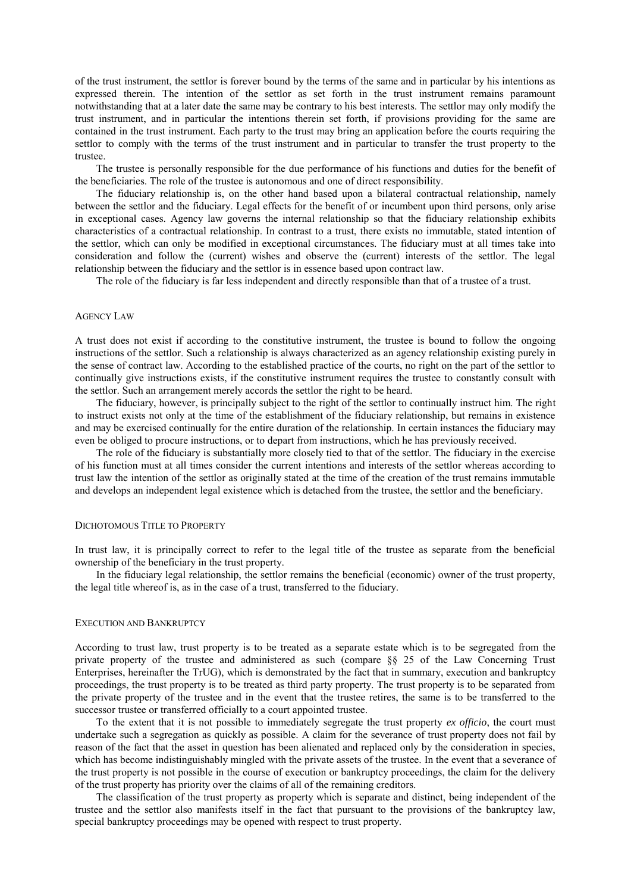of the trust instrument, the settlor is forever bound by the terms of the same and in particular by his intentions as expressed therein. The intention of the settlor as set forth in the trust instrument remains paramount notwithstanding that at a later date the same may be contrary to his best interests. The settlor may only modify the trust instrument, and in particular the intentions therein set forth, if provisions providing for the same are contained in the trust instrument. Each party to the trust may bring an application before the courts requiring the settlor to comply with the terms of the trust instrument and in particular to transfer the trust property to the trustee.

The trustee is personally responsible for the due performance of his functions and duties for the benefit of the beneficiaries. The role of the trustee is autonomous and one of direct responsibility.

The fiduciary relationship is, on the other hand based upon a bilateral contractual relationship, namely between the settlor and the fiduciary. Legal effects for the benefit of or incumbent upon third persons, only arise in exceptional cases. Agency law governs the internal relationship so that the fiduciary relationship exhibits characteristics of a contractual relationship. In contrast to a trust, there exists no immutable, stated intention of the settlor, which can only be modified in exceptional circumstances. The fiduciary must at all times take into consideration and follow the (current) wishes and observe the (current) interests of the settlor. The legal relationship between the fiduciary and the settlor is in essence based upon contract law.

The role of the fiduciary is far less independent and directly responsible than that of a trustee of a trust.

## Agency Law

A trust does not exist if according to the constitutive instrument, the trustee is bound to follow the ongoing instructions of the settlor. Such a relationship is always characterized as an agency relationship existing purely in the sense of contract law. According to the established practice of the courts, no right on the part of the settlor to continually give instructions exists, if the constitutive instrument requires the trustee to constantly consult with the settlor. Such an arrangement merely accords the settlor the right to be heard.

The fiduciary, however, is principally subject to the right of the settlor to continually instruct him. The right to instruct exists not only at the time of the establishment of the fiduciary relationship, but remains in existence and may be exercised continually for the entire duration of the relationship. In certain instances the fiduciary may even be obliged to procure instructions, or to depart from instructions, which he has previously received.

The role of the fiduciary is substantially more closely tied to that of the settlor. The fiduciary in the exercise of his function must at all times consider the current intentions and interests of the settlor whereas according to trust law the intention of the settlor as originally stated at the time of the creation of the trust remains immutable and develops an independent legal existence which is detached from the trustee, the settlor and the beneficiary.

## Dichotomous Title to Property

In trust law, it is principally correct to refer to the legal title of the trustee as separate from the beneficial ownership of the beneficiary in the trust property.

In the fiduciary legal relationship, the settlor remains the beneficial (economic) owner of the trust property, the legal title whereof is, as in the case of a trust, transferred to the fiduciary.

## Execution and Bankruptcy

According to trust law, trust property is to be treated as a separate estate which is to be segregated from the private property of the trustee and administered as such (compare §§ 25 of the Law Concerning Trust Enterprises, hereinafter the TrUG), which is demonstrated by the fact that in summary, execution and bankruptcy proceedings, the trust property is to be treated as third party property. The trust property is to be separated from the private property of the trustee and in the event that the trustee retires, the same is to be transferred to the successor trustee or transferred officially to a court appointed trustee.

To the extent that it is not possible to immediately segregate the trust property *ex officio*, the court must undertake such a segregation as quickly as possible. A claim for the severance of trust property does not fail by reason of the fact that the asset in question has been alienated and replaced only by the consideration in species, which has become indistinguishably mingled with the private assets of the trustee. In the event that a severance of the trust property is not possible in the course of execution or bankruptcy proceedings, the claim for the delivery of the trust property has priority over the claims of all of the remaining creditors.

The classification of the trust property as property which is separate and distinct, being independent of the trustee and the settlor also manifests itself in the fact that pursuant to the provisions of the bankruptcy law, special bankruptcy proceedings may be opened with respect to trust property.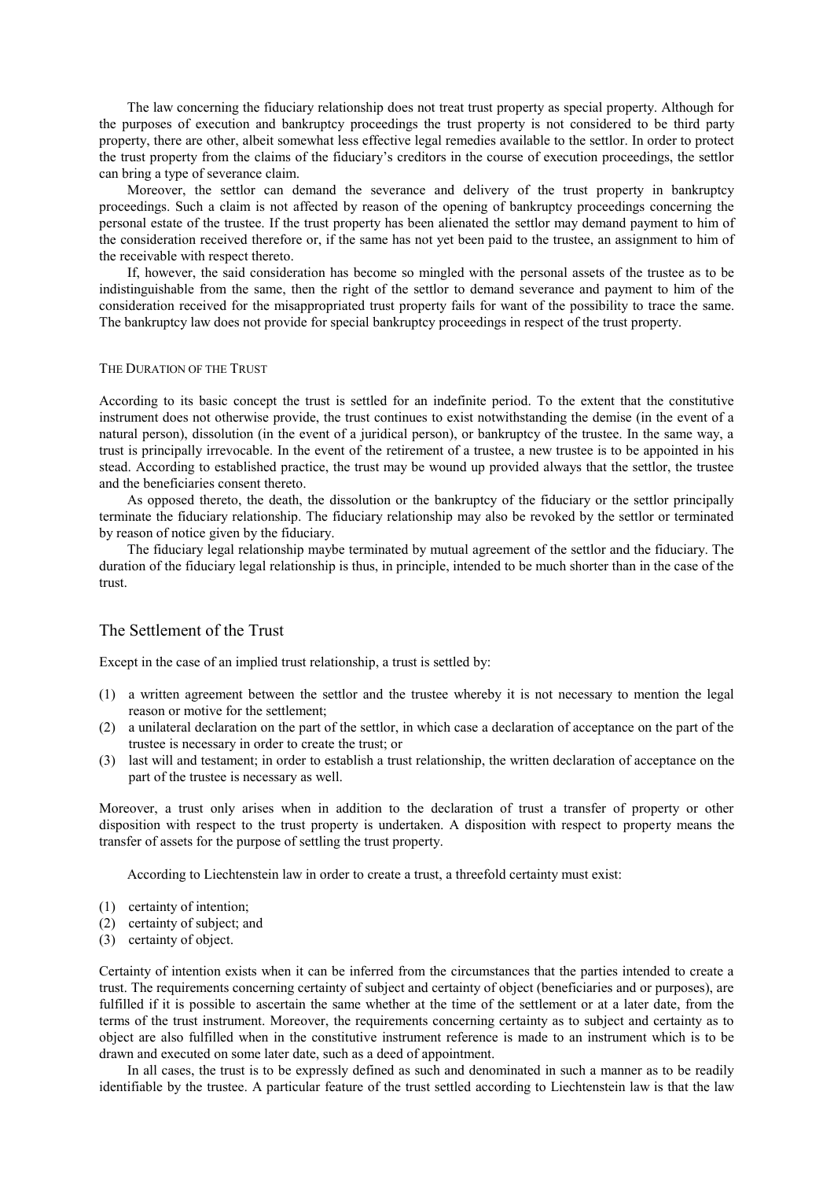The law concerning the fiduciary relationship does not treat trust property as special property. Although for the purposes of execution and bankruptcy proceedings the trust property is not considered to be third party property, there are other, albeit somewhat less effective legal remedies available to the settlor. In order to protect the trust property from the claims of the fiduciary's creditors in the course of execution proceedings, the settlor can bring a type of severance claim.

Moreover, the settlor can demand the severance and delivery of the trust property in bankruptcy proceedings. Such a claim is not affected by reason of the opening of bankruptcy proceedings concerning the personal estate of the trustee. If the trust property has been alienated the settlor may demand payment to him of the consideration received therefore or, if the same has not yet been paid to the trustee, an assignment to him of the receivable with respect thereto.

If, however, the said consideration has become so mingled with the personal assets of the trustee as to be indistinguishable from the same, then the right of the settlor to demand severance and payment to him of the consideration received for the misappropriated trust property fails for want of the possibility to trace the same. The bankruptcy law does not provide for special bankruptcy proceedings in respect of the trust property.

### The Duration of the Trust

According to its basic concept the trust is settled for an indefinite period. To the extent that the constitutive instrument does not otherwise provide, the trust continues to exist notwithstanding the demise (in the event of a natural person), dissolution (in the event of a juridical person), or bankruptcy of the trustee. In the same way, a trust is principally irrevocable. In the event of the retirement of a trustee, a new trustee is to be appointed in his stead. According to established practice, the trust may be wound up provided always that the settlor, the trustee and the beneficiaries consent thereto.

As opposed thereto, the death, the dissolution or the bankruptcy of the fiduciary or the settlor principally terminate the fiduciary relationship. The fiduciary relationship may also be revoked by the settlor or terminated by reason of notice given by the fiduciary.

The fiduciary legal relationship maybe terminated by mutual agreement of the settlor and the fiduciary. The duration of the fiduciary legal relationship is thus, in principle, intended to be much shorter than in the case of the trust.

## The Settlement of the Trust

Except in the case of an implied trust relationship, a trust is settled by:

(1) a written agreement between the settlor and the trustee whereby it is not necessary to mention the legal reason or motive for the settlement;
(2) a unilateral declaration on the part of the settlor, in which case a declaration of acceptance on the part of the trustee is necessary in order to create the trust; or
(3) last will and testament; in order to establish a trust relationship, the written declaration of acceptance on the part of the trustee is necessary as well.

Moreover, a trust only arises when in addition to the declaration of trust a transfer of property or other disposition with respect to the trust property is undertaken. A disposition with respect to property means the transfer of assets for the purpose of settling the trust property.

According to Liechtenstein law in order to create a trust, a threefold certainty must exist:

(1) certainty of intention;
(2) certainty of subject; and
(3) certainty of object.

Certainty of intention exists when it can be inferred from the circumstances that the parties intended to create a trust. The requirements concerning certainty of subject and certainty of object (beneficiaries and or purposes), are fulfilled if it is possible to ascertain the same whether at the time of the settlement or at a later date, from the terms of the trust instrument. Moreover, the requirements concerning certainty as to subject and certainty as to object are also fulfilled when in the constitutive instrument reference is made to an instrument which is to be drawn and executed on some later date, such as a deed of appointment.

In all cases, the trust is to be expressly defined as such and denominated in such a manner as to be readily identifiable by the trustee. A particular feature of the trust settled according to Liechtenstein law is that the law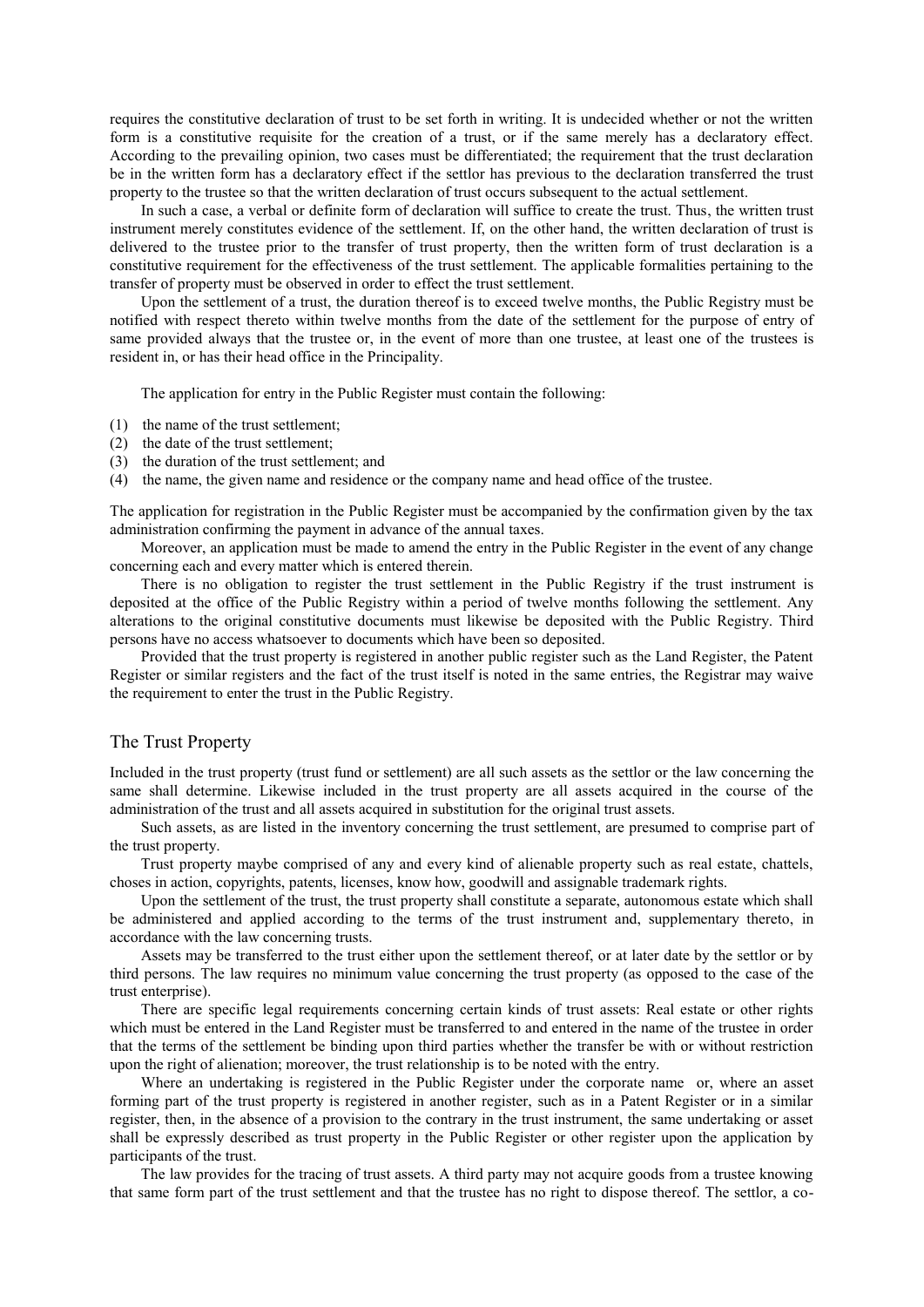requires the constitutive declaration of trust to be set forth in writing. It is undecided whether or not the written form is a constitutive requisite for the creation of a trust, or if the same merely has a declaratory effect. According to the prevailing opinion, two cases must be differentiated; the requirement that the trust declaration be in the written form has a declaratory effect if the settlor has previous to the declaration transferred the trust property to the trustee so that the written declaration of trust occurs subsequent to the actual settlement.

In such a case, a verbal or definite form of declaration will suffice to create the trust. Thus, the written trust instrument merely constitutes evidence of the settlement. If, on the other hand, the written declaration of trust is delivered to the trustee prior to the transfer of trust property, then the written form of trust declaration is a constitutive requirement for the effectiveness of the trust settlement. The applicable formalities pertaining to the transfer of property must be observed in order to effect the trust settlement.

Upon the settlement of a trust, the duration thereof is to exceed twelve months, the Public Registry must be notified with respect thereto within twelve months from the date of the settlement for the purpose of entry of same provided always that the trustee or, in the event of more than one trustee, at least one of the trustees is resident in, or has their head office in the Principality.

The application for entry in the Public Register must contain the following:

(1) the name of the trust settlement;
(2) the date of the trust settlement;
(3) the duration of the trust settlement; and
(4) the name, the given name and residence or the company name and head office of the trustee.

The application for registration in the Public Register must be accompanied by the confirmation given by the tax administration confirming the payment in advance of the annual taxes.

Moreover, an application must be made to amend the entry in the Public Register in the event of any change concerning each and every matter which is entered therein.

There is no obligation to register the trust settlement in the Public Registry if the trust instrument is deposited at the office of the Public Registry within a period of twelve months following the settlement. Any alterations to the original constitutive documents must likewise be deposited with the Public Registry. Third persons have no access whatsoever to documents which have been so deposited.

Provided that the trust property is registered in another public register such as the Land Register, the Patent Register or similar registers and the fact of the trust itself is noted in the same entries, the Registrar may waive the requirement to enter the trust in the Public Registry.

## The Trust Property

Included in the trust property (trust fund or settlement) are all such assets as the settlor or the law concerning the same shall determine. Likewise included in the trust property are all assets acquired in the course of the administration of the trust and all assets acquired in substitution for the original trust assets.

Such assets, as are listed in the inventory concerning the trust settlement, are presumed to comprise part of the trust property.

Trust property maybe comprised of any and every kind of alienable property such as real estate, chattels, choses in action, copyrights, patents, licenses, know how, goodwill and assignable trademark rights.

Upon the settlement of the trust, the trust property shall constitute a separate, autonomous estate which shall be administered and applied according to the terms of the trust instrument and, supplementary thereto, in accordance with the law concerning trusts.

Assets may be transferred to the trust either upon the settlement thereof, or at later date by the settlor or by third persons. The law requires no minimum value concerning the trust property (as opposed to the case of the trust enterprise).

There are specific legal requirements concerning certain kinds of trust assets: Real estate or other rights which must be entered in the Land Register must be transferred to and entered in the name of the trustee in order that the terms of the settlement be binding upon third parties whether the transfer be with or without restriction upon the right of alienation; moreover, the trust relationship is to be noted with the entry.

Where an undertaking is registered in the Public Register under the corporate name or, where an asset forming part of the trust property is registered in another register, such as in a Patent Register or in a similar register, then, in the absence of a provision to the contrary in the trust instrument, the same undertaking or asset shall be expressly described as trust property in the Public Register or other register upon the application by participants of the trust.

The law provides for the tracing of trust assets. A third party may not acquire goods from a trustee knowing that same form part of the trust settlement and that the trustee has no right to dispose thereof. The settlor, a co-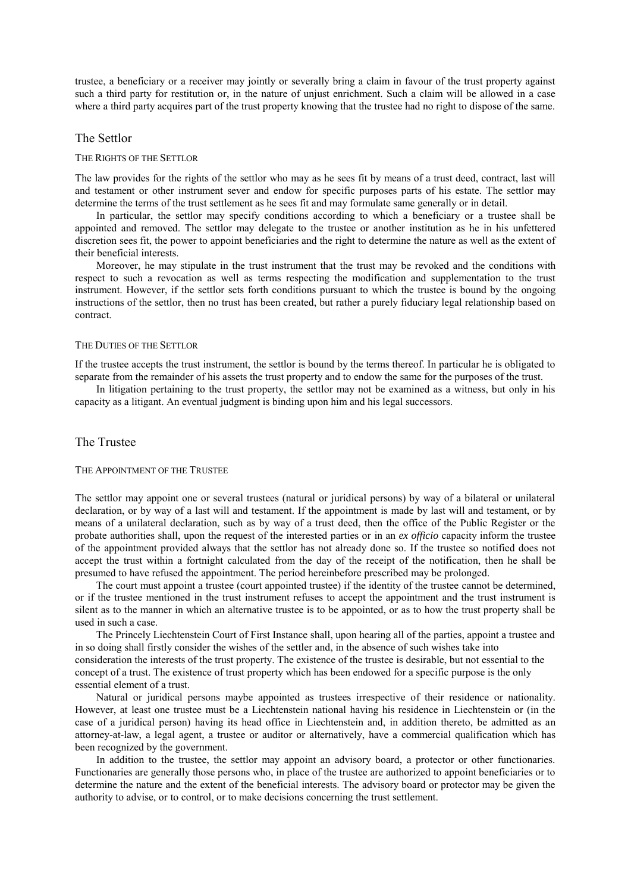trustee, a beneficiary or a receiver may jointly or severally bring a claim in favour of the trust property against such a third party for restitution or, in the nature of unjust enrichment. Such a claim will be allowed in a case where a third party acquires part of the trust property knowing that the trustee had no right to dispose of the same.

## The Settlor

### The Rights of the Settlor

The law provides for the rights of the settlor who may as he sees fit by means of a trust deed, contract, last will and testament or other instrument sever and endow for specific purposes parts of his estate. The settlor may determine the terms of the trust settlement as he sees fit and may formulate same generally or in detail.

In particular, the settlor may specify conditions according to which a beneficiary or a trustee shall be appointed and removed. The settlor may delegate to the trustee or another institution as he in his unfettered discretion sees fit, the power to appoint beneficiaries and the right to determine the nature as well as the extent of their beneficial interests.

Moreover, he may stipulate in the trust instrument that the trust may be revoked and the conditions with respect to such a revocation as well as terms respecting the modification and supplementation to the trust instrument. However, if the settlor sets forth conditions pursuant to which the trustee is bound by the ongoing instructions of the settlor, then no trust has been created, but rather a purely fiduciary legal relationship based on contract.

### The Duties of the Settlor

If the trustee accepts the trust instrument, the settlor is bound by the terms thereof. In particular he is obligated to separate from the remainder of his assets the trust property and to endow the same for the purposes of the trust.

In litigation pertaining to the trust property, the settlor may not be examined as a witness, but only in his capacity as a litigant. An eventual judgment is binding upon him and his legal successors.

## The Trustee

### The Appointment of the Trustee

The settlor may appoint one or several trustees (natural or juridical persons) by way of a bilateral or unilateral declaration, or by way of a last will and testament. If the appointment is made by last will and testament, or by means of a unilateral declaration, such as by way of a trust deed, then the office of the Public Register or the probate authorities shall, upon the request of the interested parties or in an *ex officio* capacity inform the trustee of the appointment provided always that the settlor has not already done so. If the trustee so notified does not accept the trust within a fortnight calculated from the day of the receipt of the notification, then he shall be presumed to have refused the appointment. The period hereinbefore prescribed may be prolonged.

The court must appoint a trustee (court appointed trustee) if the identity of the trustee cannot be determined, or if the trustee mentioned in the trust instrument refuses to accept the appointment and the trust instrument is silent as to the manner in which an alternative trustee is to be appointed, or as to how the trust property shall be used in such a case.

The Princely Liechtenstein Court of First Instance shall, upon hearing all of the parties, appoint a trustee and in so doing shall firstly consider the wishes of the settler and, in the absence of such wishes take into consideration the interests of the trust property. The existence of the trustee is desirable, but not essential to the concept of a trust. The existence of trust property which has been endowed for a specific purpose is the only essential element of a trust.

Natural or juridical persons maybe appointed as trustees irrespective of their residence or nationality. However, at least one trustee must be a Liechtenstein national having his residence in Liechtenstein or (in the case of a juridical person) having its head office in Liechtenstein and, in addition thereto, be admitted as an attorney-at-law, a legal agent, a trustee or auditor or alternatively, have a commercial qualification which has been recognized by the government.

In addition to the trustee, the settlor may appoint an advisory board, a protector or other functionaries. Functionaries are generally those persons who, in place of the trustee are authorized to appoint beneficiaries or to determine the nature and the extent of the beneficial interests. The advisory board or protector may be given the authority to advise, or to control, or to make decisions concerning the trust settlement.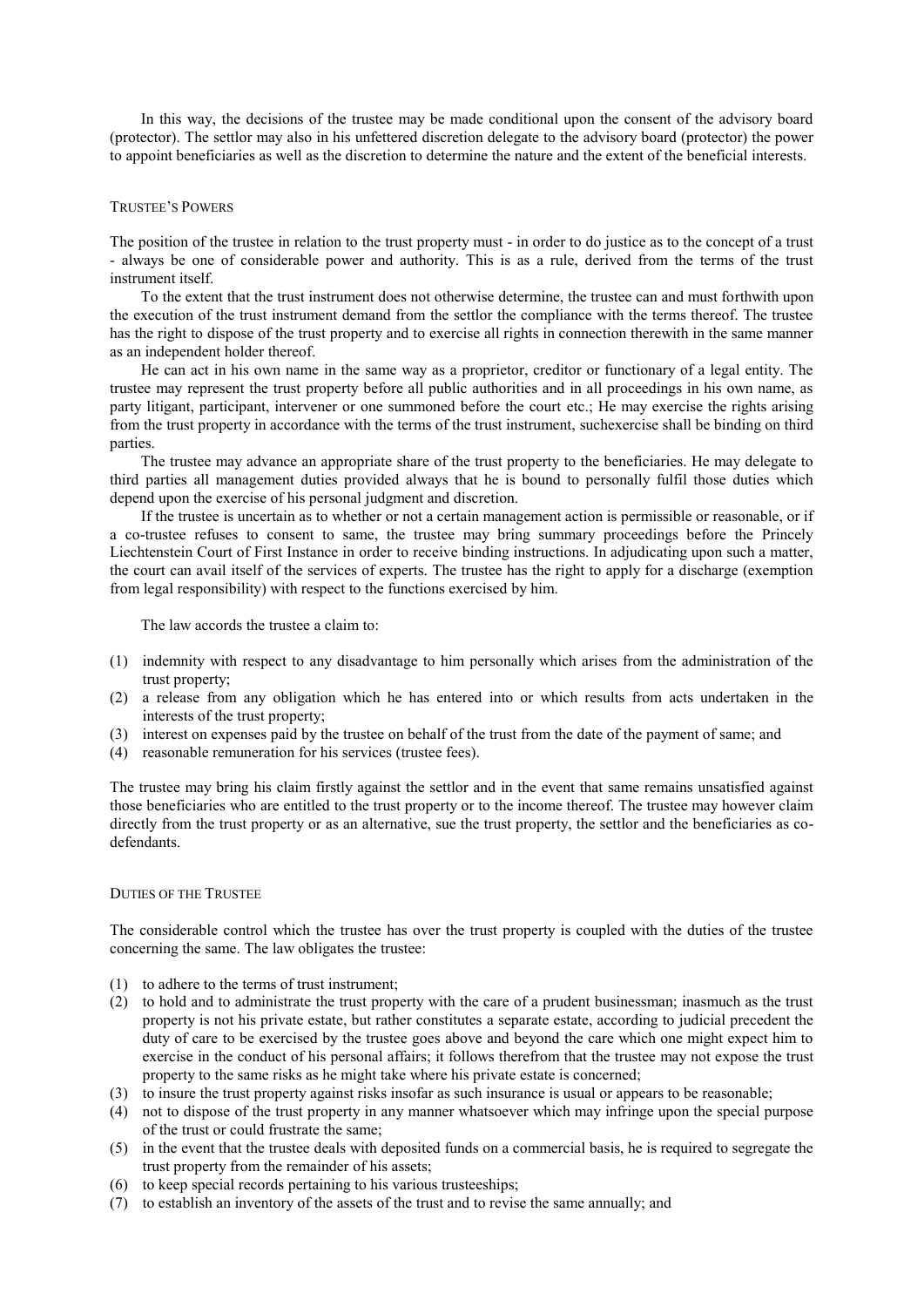In this way, the decisions of the trustee may be made conditional upon the consent of the advisory board (protector). The settlor may also in his unfettered discretion delegate to the advisory board (protector) the power to appoint beneficiaries as well as the discretion to determine the nature and the extent of the beneficial interests.

## TRUSTEE'S POWERS

The position of the trustee in relation to the trust property must - in order to do justice as to the concept of a trust - always be one of considerable power and authority. This is as a rule, derived from the terms of the trust instrument itself.

To the extent that the trust instrument does not otherwise determine, the trustee can and must forthwith upon the execution of the trust instrument demand from the settlor the compliance with the terms thereof. The trustee has the right to dispose of the trust property and to exercise all rights in connection therewith in the same manner as an independent holder thereof.

He can act in his own name in the same way as a proprietor, creditor or functionary of a legal entity. The trustee may represent the trust property before all public authorities and in all proceedings in his own name, as party litigant, participant, intervener or one summoned before the court etc.; He may exercise the rights arising from the trust property in accordance with the terms of the trust instrument, suchexercise shall be binding on third parties.

The trustee may advance an appropriate share of the trust property to the beneficiaries. He may delegate to third parties all management duties provided always that he is bound to personally fulfil those duties which depend upon the exercise of his personal judgment and discretion.

If the trustee is uncertain as to whether or not a certain management action is permissible or reasonable, or if a co-trustee refuses to consent to same, the trustee may bring summary proceedings before the Princely Liechtenstein Court of First Instance in order to receive binding instructions. In adjudicating upon such a matter, the court can avail itself of the services of experts. The trustee has the right to apply for a discharge (exemption from legal responsibility) with respect to the functions exercised by him.

The law accords the trustee a claim to:

(1) indemnity with respect to any disadvantage to him personally which arises from the administration of the trust property;
(2) a release from any obligation which he has entered into or which results from acts undertaken in the interests of the trust property;
(3) interest on expenses paid by the trustee on behalf of the trust from the date of the payment of same; and
(4) reasonable remuneration for his services (trustee fees).

The trustee may bring his claim firstly against the settlor and in the event that same remains unsatisfied against those beneficiaries who are entitled to the trust property or to the income thereof. The trustee may however claim directly from the trust property or as an alternative, sue the trust property, the settlor and the beneficiaries as co-defendants.

## DUTIES OF THE TRUSTEE

The considerable control which the trustee has over the trust property is coupled with the duties of the trustee concerning the same. The law obligates the trustee:

(1) to adhere to the terms of trust instrument;
(2) to hold and to administrate the trust property with the care of a prudent businessman; inasmuch as the trust property is not his private estate, but rather constitutes a separate estate, according to judicial precedent the duty of care to be exercised by the trustee goes above and beyond the care which one might expect him to exercise in the conduct of his personal affairs; it follows therefrom that the trustee may not expose the trust property to the same risks as he might take where his private estate is concerned;
(3) to insure the trust property against risks insofar as such insurance is usual or appears to be reasonable;
(4) not to dispose of the trust property in any manner whatsoever which may infringe upon the special purpose of the trust or could frustrate the same;
(5) in the event that the trustee deals with deposited funds on a commercial basis, he is required to segregate the trust property from the remainder of his assets;
(6) to keep special records pertaining to his various trusteeships;
(7) to establish an inventory of the assets of the trust and to revise the same annually; and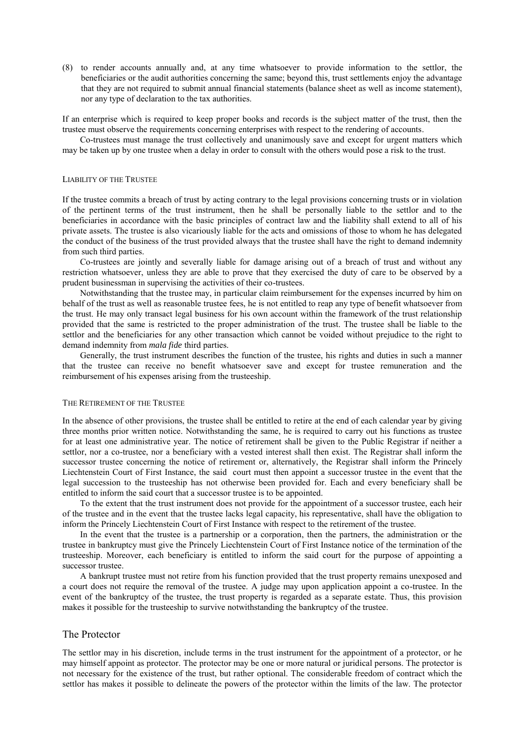(8) to render accounts annually and, at any time whatsoever to provide information to the settlor, the beneficiaries or the audit authorities concerning the same; beyond this, trust settlements enjoy the advantage that they are not required to submit annual financial statements (balance sheet as well as income statement), nor any type of declaration to the tax authorities.

If an enterprise which is required to keep proper books and records is the subject matter of the trust, then the trustee must observe the requirements concerning enterprises with respect to the rendering of accounts.

Co-trustees must manage the trust collectively and unanimously save and except for urgent matters which may be taken up by one trustee when a delay in order to consult with the others would pose a risk to the trust.

#### LIABILITY OF THE TRUSTEE

If the trustee commits a breach of trust by acting contrary to the legal provisions concerning trusts or in violation of the pertinent terms of the trust instrument, then he shall be personally liable to the settlor and to the beneficiaries in accordance with the basic principles of contract law and the liability shall extend to all of his private assets. The trustee is also vicariously liable for the acts and omissions of those to whom he has delegated the conduct of the business of the trust provided always that the trustee shall have the right to demand indemnity from such third parties.

Co-trustees are jointly and severally liable for damage arising out of a breach of trust and without any restriction whatsoever, unless they are able to prove that they exercised the duty of care to be observed by a prudent businessman in supervising the activities of their co-trustees.

Notwithstanding that the trustee may, in particular claim reimbursement for the expenses incurred by him on behalf of the trust as well as reasonable trustee fees, he is not entitled to reap any type of benefit whatsoever from the trust. He may only transact legal business for his own account within the framework of the trust relationship provided that the same is restricted to the proper administration of the trust. The trustee shall be liable to the settlor and the beneficiaries for any other transaction which cannot be voided without prejudice to the right to demand indemnity from *mala fide* third parties.

Generally, the trust instrument describes the function of the trustee, his rights and duties in such a manner that the trustee can receive no benefit whatsoever save and except for trustee remuneration and the reimbursement of his expenses arising from the trusteeship.

#### THE RETIREMENT OF THE TRUSTEE

In the absence of other provisions, the trustee shall be entitled to retire at the end of each calendar year by giving three months prior written notice. Notwithstanding the same, he is required to carry out his functions as trustee for at least one administrative year. The notice of retirement shall be given to the Public Registrar if neither a settlor, nor a co-trustee, nor a beneficiary with a vested interest shall then exist. The Registrar shall inform the successor trustee concerning the notice of retirement or, alternatively, the Registrar shall inform the Princely Liechtenstein Court of First Instance, the said court must then appoint a successor trustee in the event that the legal succession to the trusteeship has not otherwise been provided for. Each and every beneficiary shall be entitled to inform the said court that a successor trustee is to be appointed.

To the extent that the trust instrument does not provide for the appointment of a successor trustee, each heir of the trustee and in the event that the trustee lacks legal capacity, his representative, shall have the obligation to inform the Princely Liechtenstein Court of First Instance with respect to the retirement of the trustee.

In the event that the trustee is a partnership or a corporation, then the partners, the administration or the trustee in bankruptcy must give the Princely Liechtenstein Court of First Instance notice of the termination of the trusteeship. Moreover, each beneficiary is entitled to inform the said court for the purpose of appointing a successor trustee.

A bankrupt trustee must not retire from his function provided that the trust property remains unexposed and a court does not require the removal of the trustee. A judge may upon application appoint a co-trustee. In the event of the bankruptcy of the trustee, the trust property is regarded as a separate estate. Thus, this provision makes it possible for the trusteeship to survive notwithstanding the bankruptcy of the trustee.

### The Protector

The settlor may in his discretion, include terms in the trust instrument for the appointment of a protector, or he may himself appoint as protector. The protector may be one or more natural or juridical persons. The protector is not necessary for the existence of the trust, but rather optional. The considerable freedom of contract which the settlor has makes it possible to delineate the powers of the protector within the limits of the law. The protector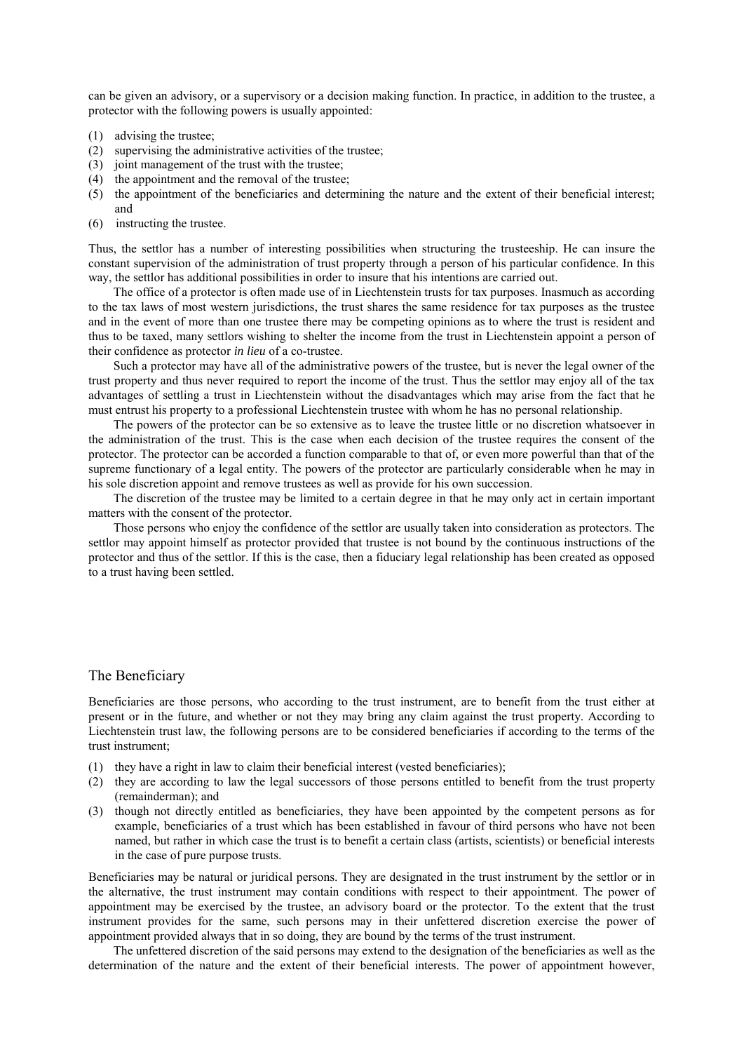can be given an advisory, or a supervisory or a decision making function. In practice, in addition to the trustee, a protector with the following powers is usually appointed:

(1) advising the trustee;
(2) supervising the administrative activities of the trustee;
(3) joint management of the trust with the trustee;
(4) the appointment and the removal of the trustee;
(5) the appointment of the beneficiaries and determining the nature and the extent of their beneficial interest; and
(6) instructing the trustee.

Thus, the settlor has a number of interesting possibilities when structuring the trusteeship. He can insure the constant supervision of the administration of trust property through a person of his particular confidence. In this way, the settlor has additional possibilities in order to insure that his intentions are carried out.

The office of a protector is often made use of in Liechtenstein trusts for tax purposes. Inasmuch as according to the tax laws of most western jurisdictions, the trust shares the same residence for tax purposes as the trustee and in the event of more than one trustee there may be competing opinions as to where the trust is resident and thus to be taxed, many settlors wishing to shelter the income from the trust in Liechtenstein appoint a person of their confidence as protector *in lieu* of a co-trustee.

Such a protector may have all of the administrative powers of the trustee, but is never the legal owner of the trust property and thus never required to report the income of the trust. Thus the settlor may enjoy all of the tax advantages of settling a trust in Liechtenstein without the disadvantages which may arise from the fact that he must entrust his property to a professional Liechtenstein trustee with whom he has no personal relationship.

The powers of the protector can be so extensive as to leave the trustee little or no discretion whatsoever in the administration of the trust. This is the case when each decision of the trustee requires the consent of the protector. The protector can be accorded a function comparable to that of, or even more powerful than that of the supreme functionary of a legal entity. The powers of the protector are particularly considerable when he may in his sole discretion appoint and remove trustees as well as provide for his own succession.

The discretion of the trustee may be limited to a certain degree in that he may only act in certain important matters with the consent of the protector.

Those persons who enjoy the confidence of the settlor are usually taken into consideration as protectors. The settlor may appoint himself as protector provided that trustee is not bound by the continuous instructions of the protector and thus of the settlor. If this is the case, then a fiduciary legal relationship has been created as opposed to a trust having been settled.

## The Beneficiary

Beneficiaries are those persons, who according to the trust instrument, are to benefit from the trust either at present or in the future, and whether or not they may bring any claim against the trust property. According to Liechtenstein trust law, the following persons are to be considered beneficiaries if according to the terms of the trust instrument;

(1) they have a right in law to claim their beneficial interest (vested beneficiaries);
(2) they are according to law the legal successors of those persons entitled to benefit from the trust property (remainderman); and
(3) though not directly entitled as beneficiaries, they have been appointed by the competent persons as for example, beneficiaries of a trust which has been established in favour of third persons who have not been named, but rather in which case the trust is to benefit a certain class (artists, scientists) or beneficial interests in the case of pure purpose trusts.

Beneficiaries may be natural or juridical persons. They are designated in the trust instrument by the settlor or in the alternative, the trust instrument may contain conditions with respect to their appointment. The power of appointment may be exercised by the trustee, an advisory board or the protector. To the extent that the trust instrument provides for the same, such persons may in their unfettered discretion exercise the power of appointment provided always that in so doing, they are bound by the terms of the trust instrument.

The unfettered discretion of the said persons may extend to the designation of the beneficiaries as well as the determination of the nature and the extent of their beneficial interests. The power of appointment however,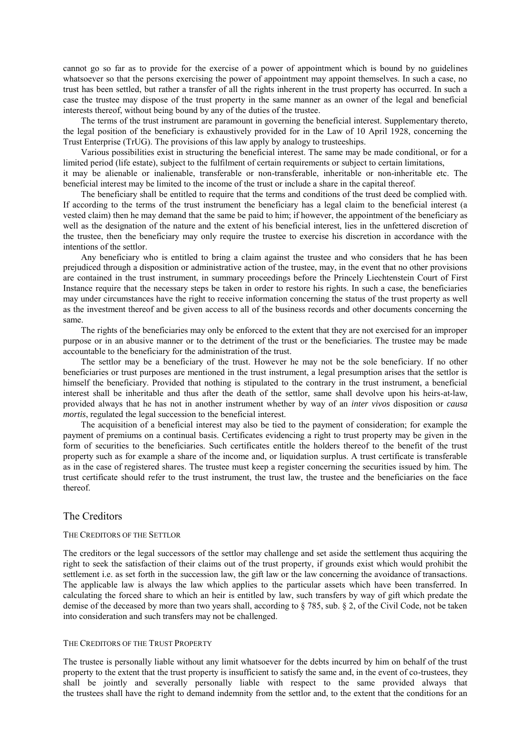cannot go so far as to provide for the exercise of a power of appointment which is bound by no guidelines whatsoever so that the persons exercising the power of appointment may appoint themselves. In such a case, no trust has been settled, but rather a transfer of all the rights inherent in the trust property has occurred. In such a case the trustee may dispose of the trust property in the same manner as an owner of the legal and beneficial interests thereof, without being bound by any of the duties of the trustee.

The terms of the trust instrument are paramount in governing the beneficial interest. Supplementary thereto, the legal position of the beneficiary is exhaustively provided for in the Law of 10 April 1928, concerning the Trust Enterprise (TrUG). The provisions of this law apply by analogy to trusteeships.

Various possibilities exist in structuring the beneficial interest. The same may be made conditional, or for a limited period (life estate), subject to the fulfilment of certain requirements or subject to certain limitations, it may be alienable or inalienable, transferable or non-transferable, inheritable or non-inheritable etc. The beneficial interest may be limited to the income of the trust or include a share in the capital thereof.

The beneficiary shall be entitled to require that the terms and conditions of the trust deed be complied with. If according to the terms of the trust instrument the beneficiary has a legal claim to the beneficial interest (a vested claim) then he may demand that the same be paid to him; if however, the appointment of the beneficiary as well as the designation of the nature and the extent of his beneficial interest, lies in the unfettered discretion of the trustee, then the beneficiary may only require the trustee to exercise his discretion in accordance with the intentions of the settlor.

Any beneficiary who is entitled to bring a claim against the trustee and who considers that he has been prejudiced through a disposition or administrative action of the trustee, may, in the event that no other provisions are contained in the trust instrument, in summary proceedings before the Princely Liechtenstein Court of First Instance require that the necessary steps be taken in order to restore his rights. In such a case, the beneficiaries may under circumstances have the right to receive information concerning the status of the trust property as well as the investment thereof and be given access to all of the business records and other documents concerning the same.

The rights of the beneficiaries may only be enforced to the extent that they are not exercised for an improper purpose or in an abusive manner or to the detriment of the trust or the beneficiaries. The trustee may be made accountable to the beneficiary for the administration of the trust.

The settlor may be a beneficiary of the trust. However he may not be the sole beneficiary. If no other beneficiaries or trust purposes are mentioned in the trust instrument, a legal presumption arises that the settlor is himself the beneficiary. Provided that nothing is stipulated to the contrary in the trust instrument, a beneficial interest shall be inheritable and thus after the death of the settlor, same shall devolve upon his heirs-at-law, provided always that he has not in another instrument whether by way of an *inter vivos* disposition or *causa mortis*, regulated the legal succession to the beneficial interest.

The acquisition of a beneficial interest may also be tied to the payment of consideration; for example the payment of premiums on a continual basis. Certificates evidencing a right to trust property may be given in the form of securities to the beneficiaries. Such certificates entitle the holders thereof to the benefit of the trust property such as for example a share of the income and, or liquidation surplus. A trust certificate is transferable as in the case of registered shares. The trustee must keep a register concerning the securities issued by him. The trust certificate should refer to the trust instrument, the trust law, the trustee and the beneficiaries on the face thereof.

## The Creditors

### The Creditors of the Settlor

The creditors or the legal successors of the settlor may challenge and set aside the settlement thus acquiring the right to seek the satisfaction of their claims out of the trust property, if grounds exist which would prohibit the settlement i.e. as set forth in the succession law, the gift law or the law concerning the avoidance of transactions. The applicable law is always the law which applies to the particular assets which have been transferred. In calculating the forced share to which an heir is entitled by law, such transfers by way of gift which predate the demise of the deceased by more than two years shall, according to § 785, sub. § 2, of the Civil Code, not be taken into consideration and such transfers may not be challenged.

### The Creditors of the Trust Property

The trustee is personally liable without any limit whatsoever for the debts incurred by him on behalf of the trust property to the extent that the trust property is insufficient to satisfy the same and, in the event of co-trustees, they shall be jointly and severally personally liable with respect to the same provided always that the trustees shall have the right to demand indemnity from the settlor and, to the extent that the conditions for an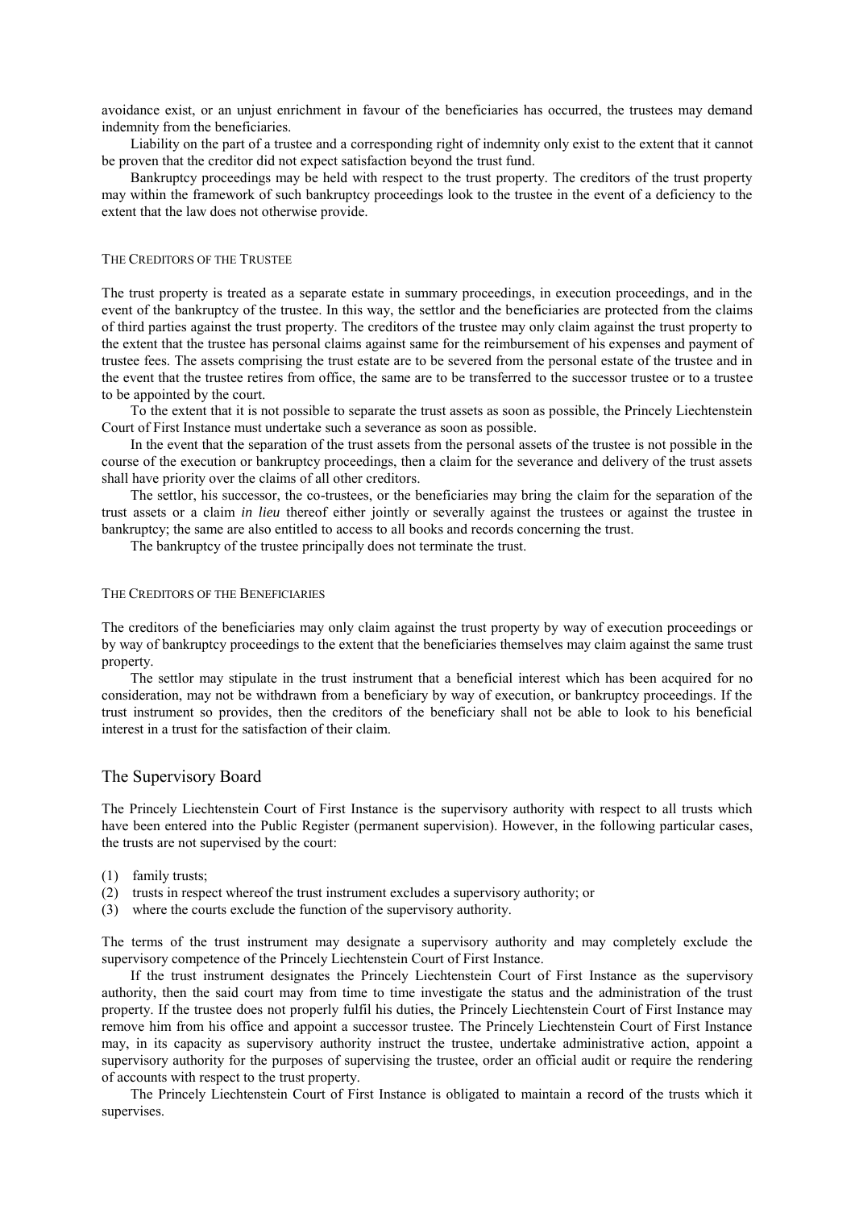avoidance exist, or an unjust enrichment in favour of the beneficiaries has occurred, the trustees may demand indemnity from the beneficiaries.

Liability on the part of a trustee and a corresponding right of indemnity only exist to the extent that it cannot be proven that the creditor did not expect satisfaction beyond the trust fund.

Bankruptcy proceedings may be held with respect to the trust property. The creditors of the trust property may within the framework of such bankruptcy proceedings look to the trustee in the event of a deficiency to the extent that the law does not otherwise provide.

#### The Creditors of the Trustee

The trust property is treated as a separate estate in summary proceedings, in execution proceedings, and in the event of the bankruptcy of the trustee. In this way, the settlor and the beneficiaries are protected from the claims of third parties against the trust property. The creditors of the trustee may only claim against the trust property to the extent that the trustee has personal claims against same for the reimbursement of his expenses and payment of trustee fees. The assets comprising the trust estate are to be severed from the personal estate of the trustee and in the event that the trustee retires from office, the same are to be transferred to the successor trustee or to a trustee to be appointed by the court.

To the extent that it is not possible to separate the trust assets as soon as possible, the Princely Liechtenstein Court of First Instance must undertake such a severance as soon as possible.

In the event that the separation of the trust assets from the personal assets of the trustee is not possible in the course of the execution or bankruptcy proceedings, then a claim for the severance and delivery of the trust assets shall have priority over the claims of all other creditors.

The settlor, his successor, the co-trustees, or the beneficiaries may bring the claim for the separation of the trust assets or a claim *in lieu* thereof either jointly or severally against the trustees or against the trustee in bankruptcy; the same are also entitled to access to all books and records concerning the trust.

The bankruptcy of the trustee principally does not terminate the trust.

#### The Creditors of the Beneficiaries

The creditors of the beneficiaries may only claim against the trust property by way of execution proceedings or by way of bankruptcy proceedings to the extent that the beneficiaries themselves may claim against the same trust property.

The settlor may stipulate in the trust instrument that a beneficial interest which has been acquired for no consideration, may not be withdrawn from a beneficiary by way of execution, or bankruptcy proceedings. If the trust instrument so provides, then the creditors of the beneficiary shall not be able to look to his beneficial interest in a trust for the satisfaction of their claim.

### The Supervisory Board

The Princely Liechtenstein Court of First Instance is the supervisory authority with respect to all trusts which have been entered into the Public Register (permanent supervision). However, in the following particular cases, the trusts are not supervised by the court:

(1) family trusts;
(2) trusts in respect whereof the trust instrument excludes a supervisory authority; or
(3) where the courts exclude the function of the supervisory authority.

The terms of the trust instrument may designate a supervisory authority and may completely exclude the supervisory competence of the Princely Liechtenstein Court of First Instance.

If the trust instrument designates the Princely Liechtenstein Court of First Instance as the supervisory authority, then the said court may from time to time investigate the status and the administration of the trust property. If the trustee does not properly fulfil his duties, the Princely Liechtenstein Court of First Instance may remove him from his office and appoint a successor trustee. The Princely Liechtenstein Court of First Instance may, in its capacity as supervisory authority instruct the trustee, undertake administrative action, appoint a supervisory authority for the purposes of supervising the trustee, order an official audit or require the rendering of accounts with respect to the trust property.

The Princely Liechtenstein Court of First Instance is obligated to maintain a record of the trusts which it supervises.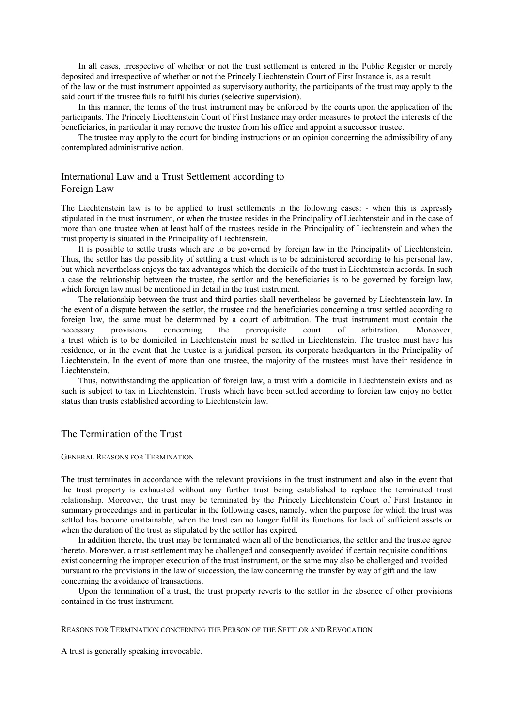In all cases, irrespective of whether or not the trust settlement is entered in the Public Register or merely deposited and irrespective of whether or not the Princely Liechtenstein Court of First Instance is, as a result of the law or the trust instrument appointed as supervisory authority, the participants of the trust may apply to the said court if the trustee fails to fulfil his duties (selective supervision).

In this manner, the terms of the trust instrument may be enforced by the courts upon the application of the participants. The Princely Liechtenstein Court of First Instance may order measures to protect the interests of the beneficiaries, in particular it may remove the trustee from his office and appoint a successor trustee.

The trustee may apply to the court for binding instructions or an opinion concerning the admissibility of any contemplated administrative action.

## International Law and a Trust Settlement according to Foreign Law

The Liechtenstein law is to be applied to trust settlements in the following cases: - when this is expressly stipulated in the trust instrument, or when the trustee resides in the Principality of Liechtenstein and in the case of more than one trustee when at least half of the trustees reside in the Principality of Liechtenstein and when the trust property is situated in the Principality of Liechtenstein.

It is possible to settle trusts which are to be governed by foreign law in the Principality of Liechtenstein. Thus, the settlor has the possibility of settling a trust which is to be administered according to his personal law, but which nevertheless enjoys the tax advantages which the domicile of the trust in Liechtenstein accords. In such a case the relationship between the trustee, the settlor and the beneficiaries is to be governed by foreign law, which foreign law must be mentioned in detail in the trust instrument.

The relationship between the trust and third parties shall nevertheless be governed by Liechtenstein law. In the event of a dispute between the settlor, the trustee and the beneficiaries concerning a trust settled according to foreign law, the same must be determined by a court of arbitration. The trust instrument must contain the necessary provisions concerning the prerequisite court of arbitration. Moreover, a trust which is to be domiciled in Liechtenstein must be settled in Liechtenstein. The trustee must have his residence, or in the event that the trustee is a juridical person, its corporate headquarters in the Principality of Liechtenstein. In the event of more than one trustee, the majority of the trustees must have their residence in Liechtenstein.

Thus, notwithstanding the application of foreign law, a trust with a domicile in Liechtenstein exists and as such is subject to tax in Liechtenstein. Trusts which have been settled according to foreign law enjoy no better status than trusts established according to Liechtenstein law.

## The Termination of the Trust

### General Reasons for Termination

The trust terminates in accordance with the relevant provisions in the trust instrument and also in the event that the trust property is exhausted without any further trust being established to replace the terminated trust relationship. Moreover, the trust may be terminated by the Princely Liechtenstein Court of First Instance in summary proceedings and in particular in the following cases, namely, when the purpose for which the trust was settled has become unattainable, when the trust can no longer fulfil its functions for lack of sufficient assets or when the duration of the trust as stipulated by the settlor has expired.

In addition thereto, the trust may be terminated when all of the beneficiaries, the settlor and the trustee agree thereto. Moreover, a trust settlement may be challenged and consequently avoided if certain requisite conditions exist concerning the improper execution of the trust instrument, or the same may also be challenged and avoided pursuant to the provisions in the law of succession, the law concerning the transfer by way of gift and the law concerning the avoidance of transactions.

Upon the termination of a trust, the trust property reverts to the settlor in the absence of other provisions contained in the trust instrument.

### Reasons for Termination concerning the Person of the Settlor and Revocation

A trust is generally speaking irrevocable.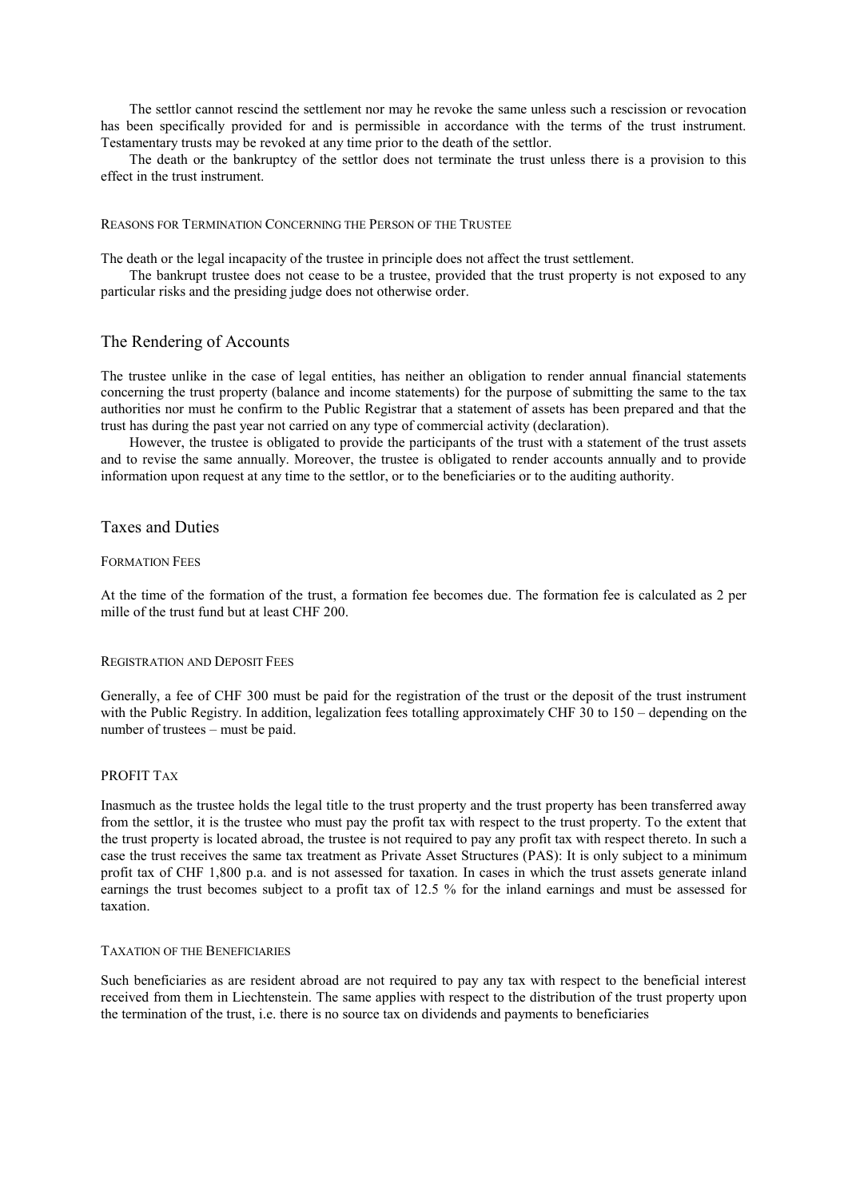The settlor cannot rescind the settlement nor may he revoke the same unless such a rescission or revocation has been specifically provided for and is permissible in accordance with the terms of the trust instrument. Testamentary trusts may be revoked at any time prior to the death of the settlor.

The death or the bankruptcy of the settlor does not terminate the trust unless there is a provision to this effect in the trust instrument.

#### Reasons for Termination Concerning the Person of the Trustee

The death or the legal incapacity of the trustee in principle does not affect the trust settlement.

The bankrupt trustee does not cease to be a trustee, provided that the trust property is not exposed to any particular risks and the presiding judge does not otherwise order.

## The Rendering of Accounts

The trustee unlike in the case of legal entities, has neither an obligation to render annual financial statements concerning the trust property (balance and income statements) for the purpose of submitting the same to the tax authorities nor must he confirm to the Public Registrar that a statement of assets has been prepared and that the trust has during the past year not carried on any type of commercial activity (declaration).

However, the trustee is obligated to provide the participants of the trust with a statement of the trust assets and to revise the same annually. Moreover, the trustee is obligated to render accounts annually and to provide information upon request at any time to the settlor, or to the beneficiaries or to the auditing authority.

## Taxes and Duties

#### Formation Fees

At the time of the formation of the trust, a formation fee becomes due. The formation fee is calculated as 2 per mille of the trust fund but at least CHF 200.

#### Registration and Deposit Fees

Generally, a fee of CHF 300 must be paid for the registration of the trust or the deposit of the trust instrument with the Public Registry. In addition, legalization fees totalling approximately CHF 30 to 150 – depending on the number of trustees – must be paid.

#### PROFIT Tax

Inasmuch as the trustee holds the legal title to the trust property and the trust property has been transferred away from the settlor, it is the trustee who must pay the profit tax with respect to the trust property. To the extent that the trust property is located abroad, the trustee is not required to pay any profit tax with respect thereto. In such a case the trust receives the same tax treatment as Private Asset Structures (PAS): It is only subject to a minimum profit tax of CHF 1,800 p.a. and is not assessed for taxation. In cases in which the trust assets generate inland earnings the trust becomes subject to a profit tax of 12.5 % for the inland earnings and must be assessed for taxation.

#### Taxation of the Beneficiaries

Such beneficiaries as are resident abroad are not required to pay any tax with respect to the beneficial interest received from them in Liechtenstein. The same applies with respect to the distribution of the trust property upon the termination of the trust, i.e. there is no source tax on dividends and payments to beneficiaries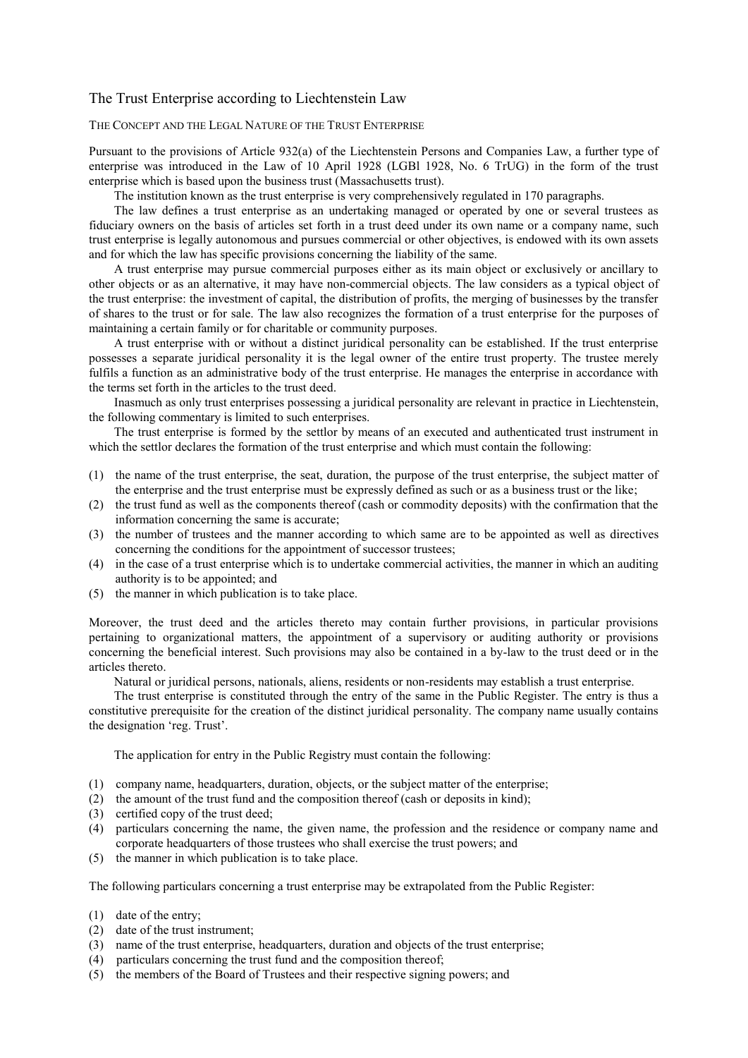## The Trust Enterprise according to Liechtenstein Law

### THE CONCEPT AND THE LEGAL NATURE OF THE TRUST ENTERPRISE

Pursuant to the provisions of Article 932(a) of the Liechtenstein Persons and Companies Law, a further type of enterprise was introduced in the Law of 10 April 1928 (LGBl 1928, No. 6 TrUG) in the form of the trust enterprise which is based upon the business trust (Massachusetts trust).

The institution known as the trust enterprise is very comprehensively regulated in 170 paragraphs.

The law defines a trust enterprise as an undertaking managed or operated by one or several trustees as fiduciary owners on the basis of articles set forth in a trust deed under its own name or a company name, such trust enterprise is legally autonomous and pursues commercial or other objectives, is endowed with its own assets and for which the law has specific provisions concerning the liability of the same.

A trust enterprise may pursue commercial purposes either as its main object or exclusively or ancillary to other objects or as an alternative, it may have non-commercial objects. The law considers as a typical object of the trust enterprise: the investment of capital, the distribution of profits, the merging of businesses by the transfer of shares to the trust or for sale. The law also recognizes the formation of a trust enterprise for the purposes of maintaining a certain family or for charitable or community purposes.

A trust enterprise with or without a distinct juridical personality can be established. If the trust enterprise possesses a separate juridical personality it is the legal owner of the entire trust property. The trustee merely fulfils a function as an administrative body of the trust enterprise. He manages the enterprise in accordance with the terms set forth in the articles to the trust deed.

Inasmuch as only trust enterprises possessing a juridical personality are relevant in practice in Liechtenstein, the following commentary is limited to such enterprises.

The trust enterprise is formed by the settlor by means of an executed and authenticated trust instrument in which the settlor declares the formation of the trust enterprise and which must contain the following:

(1) the name of the trust enterprise, the seat, duration, the purpose of the trust enterprise, the subject matter of the enterprise and the trust enterprise must be expressly defined as such or as a business trust or the like;
(2) the trust fund as well as the components thereof (cash or commodity deposits) with the confirmation that the information concerning the same is accurate;
(3) the number of trustees and the manner according to which same are to be appointed as well as directives concerning the conditions for the appointment of successor trustees;
(4) in the case of a trust enterprise which is to undertake commercial activities, the manner in which an auditing authority is to be appointed; and
(5) the manner in which publication is to take place.

Moreover, the trust deed and the articles thereto may contain further provisions, in particular provisions pertaining to organizational matters, the appointment of a supervisory or auditing authority or provisions concerning the beneficial interest. Such provisions may also be contained in a by-law to the trust deed or in the articles thereto.

Natural or juridical persons, nationals, aliens, residents or non-residents may establish a trust enterprise.

The trust enterprise is constituted through the entry of the same in the Public Register. The entry is thus a constitutive prerequisite for the creation of the distinct juridical personality. The company name usually contains the designation 'reg. Trust'.

The application for entry in the Public Registry must contain the following:

(1) company name, headquarters, duration, objects, or the subject matter of the enterprise;
(2) the amount of the trust fund and the composition thereof (cash or deposits in kind);
(3) certified copy of the trust deed;
(4) particulars concerning the name, the given name, the profession and the residence or company name and corporate headquarters of those trustees who shall exercise the trust powers; and
(5) the manner in which publication is to take place.

The following particulars concerning a trust enterprise may be extrapolated from the Public Register:

(1) date of the entry;
(2) date of the trust instrument;
(3) name of the trust enterprise, headquarters, duration and objects of the trust enterprise;
(4) particulars concerning the trust fund and the composition thereof;
(5) the members of the Board of Trustees and their respective signing powers; and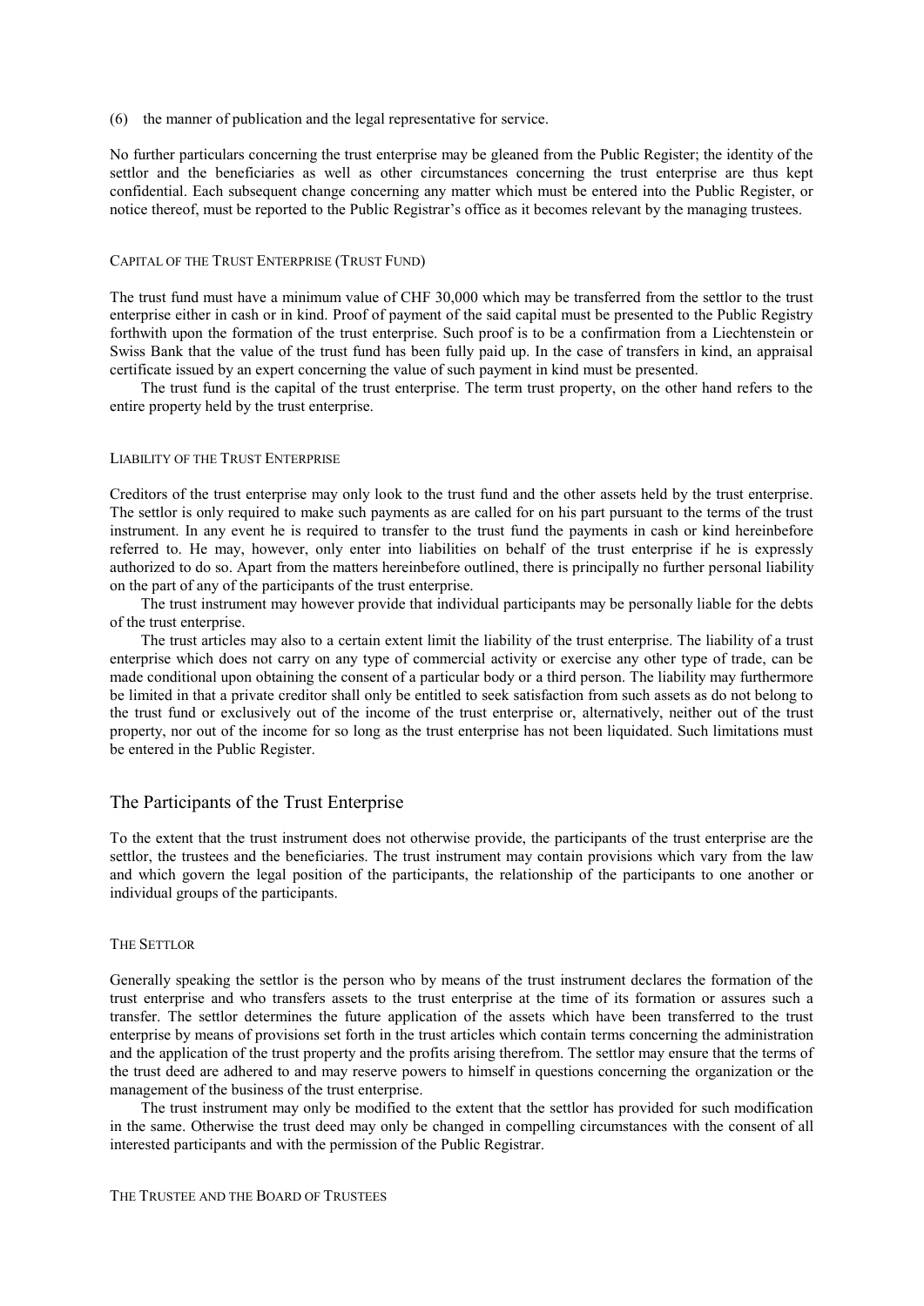(6) the manner of publication and the legal representative for service.

No further particulars concerning the trust enterprise may be gleaned from the Public Register; the identity of the settlor and the beneficiaries as well as other circumstances concerning the trust enterprise are thus kept confidential. Each subsequent change concerning any matter which must be entered into the Public Register, or notice thereof, must be reported to the Public Registrar's office as it becomes relevant by the managing trustees.

#### Capital of the Trust Enterprise (Trust Fund)

The trust fund must have a minimum value of CHF 30,000 which may be transferred from the settlor to the trust enterprise either in cash or in kind. Proof of payment of the said capital must be presented to the Public Registry forthwith upon the formation of the trust enterprise. Such proof is to be a confirmation from a Liechtenstein or Swiss Bank that the value of the trust fund has been fully paid up. In the case of transfers in kind, an appraisal certificate issued by an expert concerning the value of such payment in kind must be presented.

The trust fund is the capital of the trust enterprise. The term trust property, on the other hand refers to the entire property held by the trust enterprise.

#### Liability of the Trust Enterprise

Creditors of the trust enterprise may only look to the trust fund and the other assets held by the trust enterprise. The settlor is only required to make such payments as are called for on his part pursuant to the terms of the trust instrument. In any event he is required to transfer to the trust fund the payments in cash or kind hereinbefore referred to. He may, however, only enter into liabilities on behalf of the trust enterprise if he is expressly authorized to do so. Apart from the matters hereinbefore outlined, there is principally no further personal liability on the part of any of the participants of the trust enterprise.

The trust instrument may however provide that individual participants may be personally liable for the debts of the trust enterprise.

The trust articles may also to a certain extent limit the liability of the trust enterprise. The liability of a trust enterprise which does not carry on any type of commercial activity or exercise any other type of trade, can be made conditional upon obtaining the consent of a particular body or a third person. The liability may furthermore be limited in that a private creditor shall only be entitled to seek satisfaction from such assets as do not belong to the trust fund or exclusively out of the income of the trust enterprise or, alternatively, neither out of the trust property, nor out of the income for so long as the trust enterprise has not been liquidated. Such limitations must be entered in the Public Register.

## The Participants of the Trust Enterprise

To the extent that the trust instrument does not otherwise provide, the participants of the trust enterprise are the settlor, the trustees and the beneficiaries. The trust instrument may contain provisions which vary from the law and which govern the legal position of the participants, the relationship of the participants to one another or individual groups of the participants.

#### The Settlor

Generally speaking the settlor is the person who by means of the trust instrument declares the formation of the trust enterprise and who transfers assets to the trust enterprise at the time of its formation or assures such a transfer. The settlor determines the future application of the assets which have been transferred to the trust enterprise by means of provisions set forth in the trust articles which contain terms concerning the administration and the application of the trust property and the profits arising therefrom. The settlor may ensure that the terms of the trust deed are adhered to and may reserve powers to himself in questions concerning the organization or the management of the business of the trust enterprise.

The trust instrument may only be modified to the extent that the settlor has provided for such modification in the same. Otherwise the trust deed may only be changed in compelling circumstances with the consent of all interested participants and with the permission of the Public Registrar.

#### The Trustee and the Board of Trustees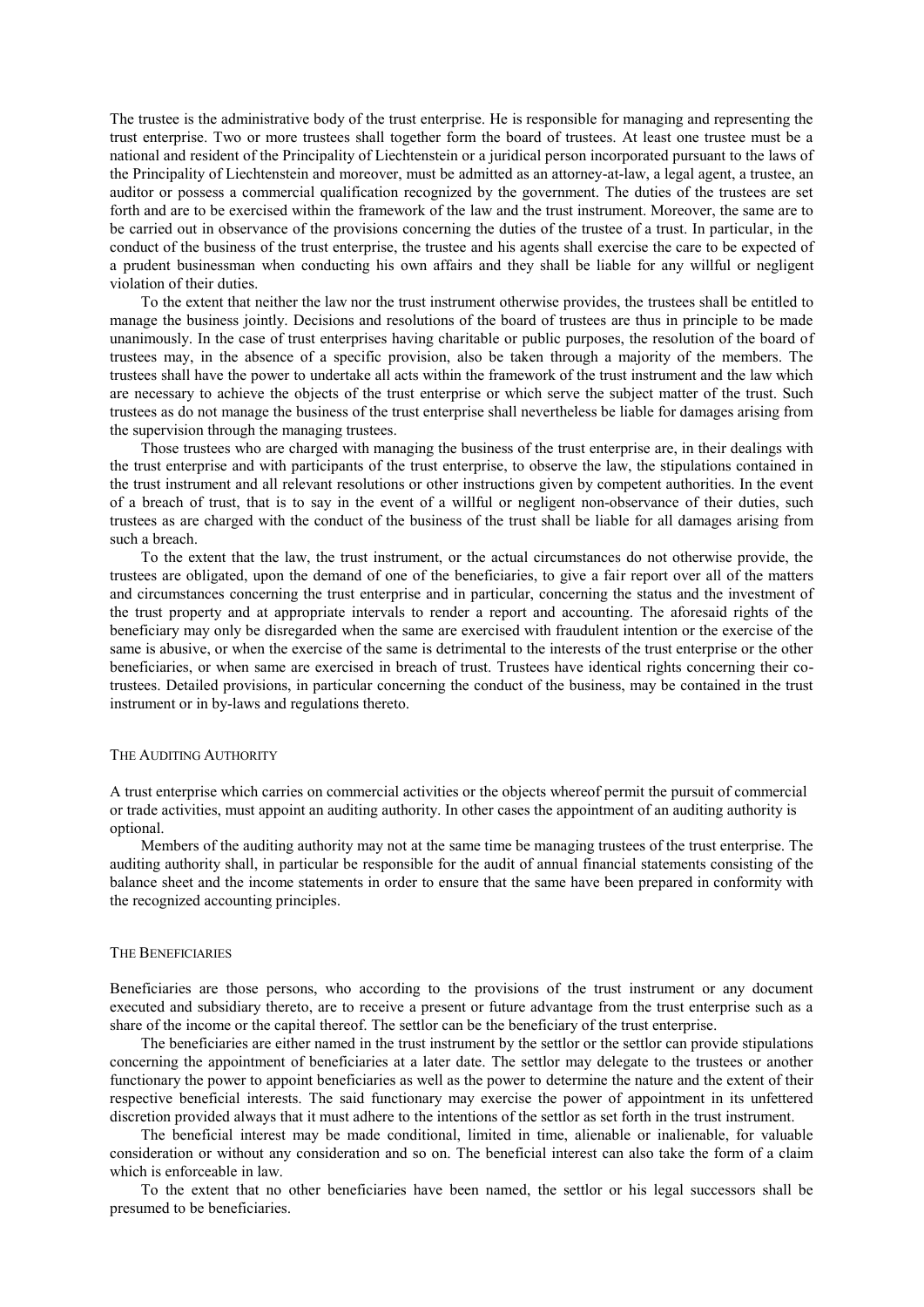The trustee is the administrative body of the trust enterprise. He is responsible for managing and representing the trust enterprise. Two or more trustees shall together form the board of trustees. At least one trustee must be a national and resident of the Principality of Liechtenstein or a juridical person incorporated pursuant to the laws of the Principality of Liechtenstein and moreover, must be admitted as an attorney-at-law, a legal agent, a trustee, an auditor or possess a commercial qualification recognized by the government. The duties of the trustees are set forth and are to be exercised within the framework of the law and the trust instrument. Moreover, the same are to be carried out in observance of the provisions concerning the duties of the trustee of a trust. In particular, in the conduct of the business of the trust enterprise, the trustee and his agents shall exercise the care to be expected of a prudent businessman when conducting his own affairs and they shall be liable for any willful or negligent violation of their duties.

To the extent that neither the law nor the trust instrument otherwise provides, the trustees shall be entitled to manage the business jointly. Decisions and resolutions of the board of trustees are thus in principle to be made unanimously. In the case of trust enterprises having charitable or public purposes, the resolution of the board of trustees may, in the absence of a specific provision, also be taken through a majority of the members. The trustees shall have the power to undertake all acts within the framework of the trust instrument and the law which are necessary to achieve the objects of the trust enterprise or which serve the subject matter of the trust. Such trustees as do not manage the business of the trust enterprise shall nevertheless be liable for damages arising from the supervision through the managing trustees.

Those trustees who are charged with managing the business of the trust enterprise are, in their dealings with the trust enterprise and with participants of the trust enterprise, to observe the law, the stipulations contained in the trust instrument and all relevant resolutions or other instructions given by competent authorities. In the event of a breach of trust, that is to say in the event of a willful or negligent non-observance of their duties, such trustees as are charged with the conduct of the business of the trust shall be liable for all damages arising from such a breach.

To the extent that the law, the trust instrument, or the actual circumstances do not otherwise provide, the trustees are obligated, upon the demand of one of the beneficiaries, to give a fair report over all of the matters and circumstances concerning the trust enterprise and in particular, concerning the status and the investment of the trust property and at appropriate intervals to render a report and accounting. The aforesaid rights of the beneficiary may only be disregarded when the same are exercised with fraudulent intention or the exercise of the same is abusive, or when the exercise of the same is detrimental to the interests of the trust enterprise or the other beneficiaries, or when same are exercised in breach of trust. Trustees have identical rights concerning their co-trustees. Detailed provisions, in particular concerning the conduct of the business, may be contained in the trust instrument or in by-laws and regulations thereto.

### The Auditing Authority

A trust enterprise which carries on commercial activities or the objects whereof permit the pursuit of commercial or trade activities, must appoint an auditing authority. In other cases the appointment of an auditing authority is optional.

Members of the auditing authority may not at the same time be managing trustees of the trust enterprise. The auditing authority shall, in particular be responsible for the audit of annual financial statements consisting of the balance sheet and the income statements in order to ensure that the same have been prepared in conformity with the recognized accounting principles.

### The Beneficiaries

Beneficiaries are those persons, who according to the provisions of the trust instrument or any document executed and subsidiary thereto, are to receive a present or future advantage from the trust enterprise such as a share of the income or the capital thereof. The settlor can be the beneficiary of the trust enterprise.

The beneficiaries are either named in the trust instrument by the settlor or the settlor can provide stipulations concerning the appointment of beneficiaries at a later date. The settlor may delegate to the trustees or another functionary the power to appoint beneficiaries as well as the power to determine the nature and the extent of their respective beneficial interests. The said functionary may exercise the power of appointment in its unfettered discretion provided always that it must adhere to the intentions of the settlor as set forth in the trust instrument.

The beneficial interest may be made conditional, limited in time, alienable or inalienable, for valuable consideration or without any consideration and so on. The beneficial interest can also take the form of a claim which is enforceable in law.

To the extent that no other beneficiaries have been named, the settlor or his legal successors shall be presumed to be beneficiaries.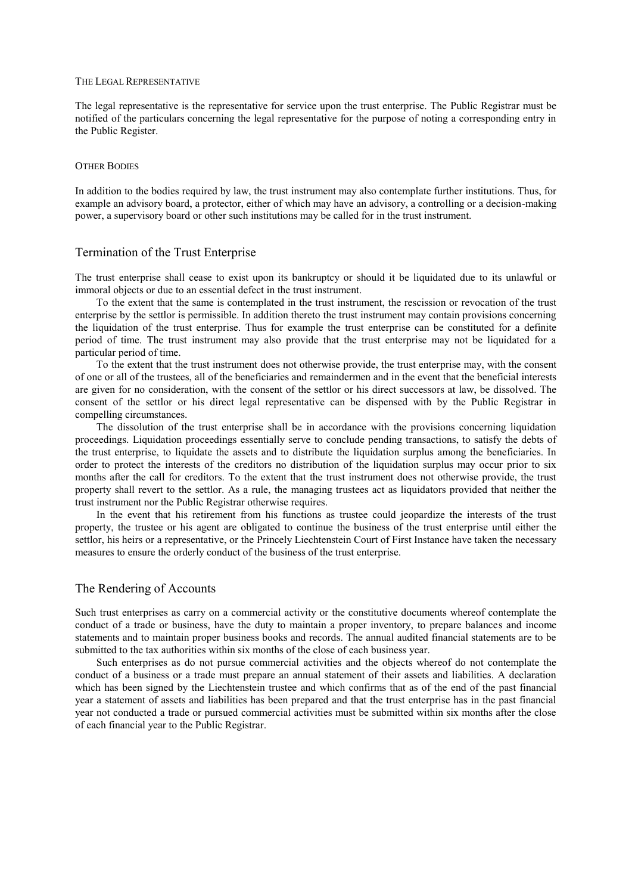### The Legal Representative

The legal representative is the representative for service upon the trust enterprise. The Public Registrar must be notified of the particulars concerning the legal representative for the purpose of noting a corresponding entry in the Public Register.

### Other Bodies

In addition to the bodies required by law, the trust instrument may also contemplate further institutions. Thus, for example an advisory board, a protector, either of which may have an advisory, a controlling or a decision-making power, a supervisory board or other such institutions may be called for in the trust instrument.

## Termination of the Trust Enterprise

The trust enterprise shall cease to exist upon its bankruptcy or should it be liquidated due to its unlawful or immoral objects or due to an essential defect in the trust instrument.

To the extent that the same is contemplated in the trust instrument, the rescission or revocation of the trust enterprise by the settlor is permissible. In addition thereto the trust instrument may contain provisions concerning the liquidation of the trust enterprise. Thus for example the trust enterprise can be constituted for a definite period of time. The trust instrument may also provide that the trust enterprise may not be liquidated for a particular period of time.

To the extent that the trust instrument does not otherwise provide, the trust enterprise may, with the consent of one or all of the trustees, all of the beneficiaries and remaindermen and in the event that the beneficial interests are given for no consideration, with the consent of the settlor or his direct successors at law, be dissolved. The consent of the settlor or his direct legal representative can be dispensed with by the Public Registrar in compelling circumstances.

The dissolution of the trust enterprise shall be in accordance with the provisions concerning liquidation proceedings. Liquidation proceedings essentially serve to conclude pending transactions, to satisfy the debts of the trust enterprise, to liquidate the assets and to distribute the liquidation surplus among the beneficiaries. In order to protect the interests of the creditors no distribution of the liquidation surplus may occur prior to six months after the call for creditors. To the extent that the trust instrument does not otherwise provide, the trust property shall revert to the settlor. As a rule, the managing trustees act as liquidators provided that neither the trust instrument nor the Public Registrar otherwise requires.

In the event that his retirement from his functions as trustee could jeopardize the interests of the trust property, the trustee or his agent are obligated to continue the business of the trust enterprise until either the settlor, his heirs or a representative, or the Princely Liechtenstein Court of First Instance have taken the necessary measures to ensure the orderly conduct of the business of the trust enterprise.

## The Rendering of Accounts

Such trust enterprises as carry on a commercial activity or the constitutive documents whereof contemplate the conduct of a trade or business, have the duty to maintain a proper inventory, to prepare balances and income statements and to maintain proper business books and records. The annual audited financial statements are to be submitted to the tax authorities within six months of the close of each business year.

Such enterprises as do not pursue commercial activities and the objects whereof do not contemplate the conduct of a business or a trade must prepare an annual statement of their assets and liabilities. A declaration which has been signed by the Liechtenstein trustee and which confirms that as of the end of the past financial year a statement of assets and liabilities has been prepared and that the trust enterprise has in the past financial year not conducted a trade or pursued commercial activities must be submitted within six months after the close of each financial year to the Public Registrar.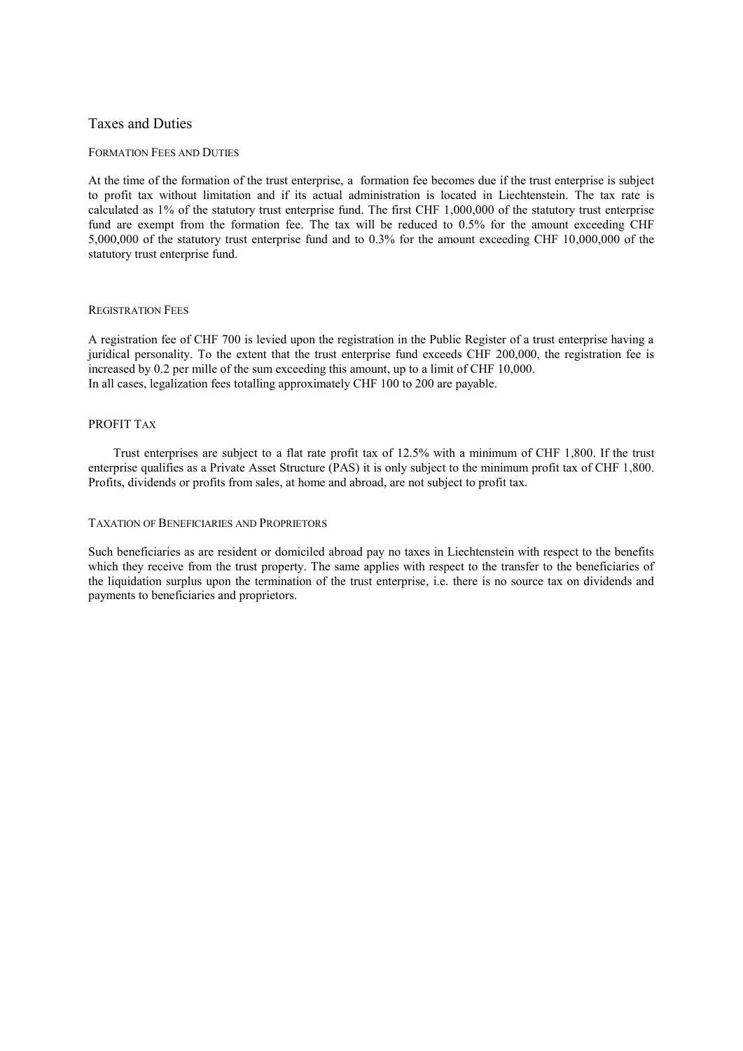## Taxes and Duties

### FORMATION FEES AND DUTIES

At the time of the formation of the trust enterprise, a formation fee becomes due if the trust enterprise is subject to profit tax without limitation and if its actual administration is located in Liechtenstein. The tax rate is calculated as 1% of the statutory trust enterprise fund. The first CHF 1,000,000 of the statutory trust enterprise fund are exempt from the formation fee. The tax will be reduced to 0.5% for the amount exceeding CHF 5,000,000 of the statutory trust enterprise fund and to 0.3% for the amount exceeding CHF 10,000,000 of the statutory trust enterprise fund.

### REGISTRATION FEES

A registration fee of CHF 700 is levied upon the registration in the Public Register of a trust enterprise having a juridical personality. To the extent that the trust enterprise fund exceeds CHF 200,000, the registration fee is increased by 0.2 per mille of the sum exceeding this amount, up to a limit of CHF 10,000.
In all cases, legalization fees totalling approximately CHF 100 to 200 are payable.

### PROFIT TAX

Trust enterprises are subject to a flat rate profit tax of 12.5% with a minimum of CHF 1,800. If the trust enterprise qualifies as a Private Asset Structure (PAS) it is only subject to the minimum profit tax of CHF 1,800. Profits, dividends or profits from sales, at home and abroad, are not subject to profit tax.

### TAXATION OF BENEFICIARIES AND PROPRIETORS

Such beneficiaries as are resident or domiciled abroad pay no taxes in Liechtenstein with respect to the benefits which they receive from the trust property. The same applies with respect to the transfer to the beneficiaries of the liquidation surplus upon the termination of the trust enterprise, i.e. there is no source tax on dividends and payments to beneficiaries and proprietors.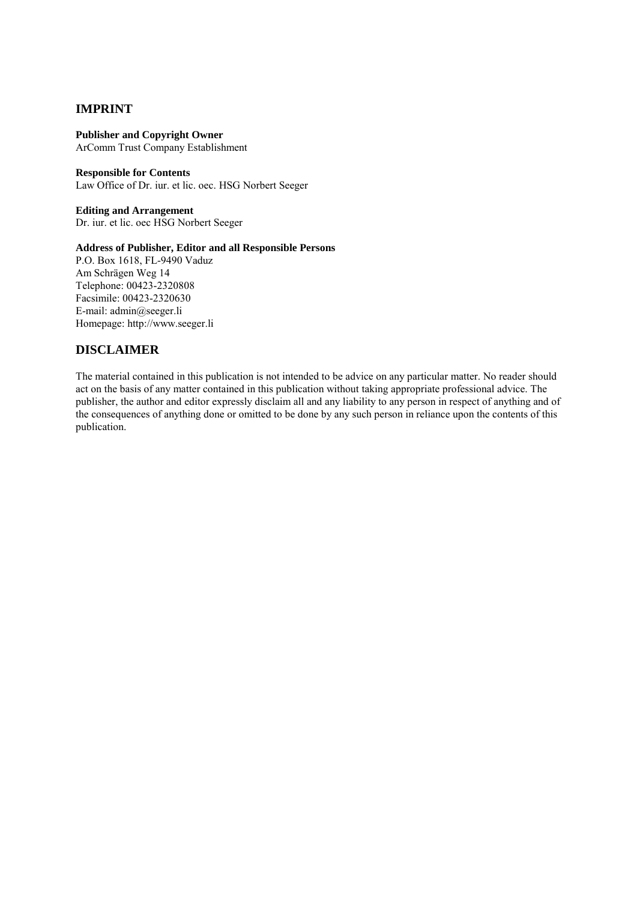## IMPRINT

**Publisher and Copyright Owner**
ArComm Trust Company Establishment

**Responsible for Contents**
Law Office of Dr. iur. et lic. oec. HSG Norbert Seeger

**Editing and Arrangement**
Dr. iur. et lic. oec HSG Norbert Seeger

**Address of Publisher, Editor and all Responsible Persons**
P.O. Box 1618, FL-9490 Vaduz
Am Schrägen Weg 14
Telephone: 00423-2320808
Facsimile: 00423-2320630
E-mail: admin@seeger.li
Homepage: http://www.seeger.li

## DISCLAIMER

The material contained in this publication is not intended to be advice on any particular matter. No reader should act on the basis of any matter contained in this publication without taking appropriate professional advice. The publisher, the author and editor expressly disclaim all and any liability to any person in respect of anything and of the consequences of anything done or omitted to be done by any such person in reliance upon the contents of this publication.